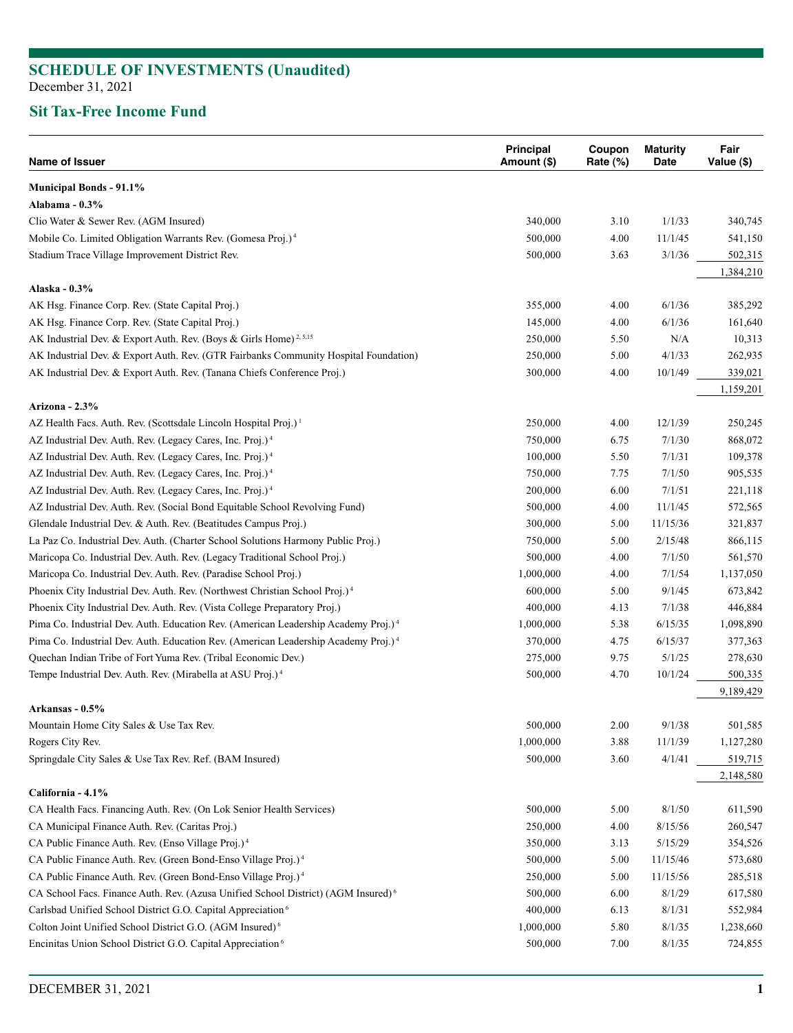# SCHEDULE OF INVESTMENTS (Unaudited)

December 31, 2021

## Sit Tax-Free Income Fund

| Name of Issuer | Principal Amount ($) | Coupon Rate (%) | Maturity Date | Fair Value ($) |
|---|---|---|---|---|
| **Municipal Bonds - 91.1%** | | | | |
| **Alabama - 0.3%** | | | | |
| Clio Water & Sewer Rev. (AGM Insured) | 340,000 | 3.10 | 1/1/33 | 340,745 |
| Mobile Co. Limited Obligation Warrants Rev. (Gomesa Proj.) [4] | 500,000 | 4.00 | 11/1/45 | 541,150 |
| Stadium Trace Village Improvement District Rev. | 500,000 | 3.63 | 3/1/36 | 502,315 |
| | | | | 1,384,210 |
| **Alaska - 0.3%** | | | | |
| AK Hsg. Finance Corp. Rev. (State Capital Proj.) | 355,000 | 4.00 | 6/1/36 | 385,292 |
| AK Hsg. Finance Corp. Rev. (State Capital Proj.) | 145,000 | 4.00 | 6/1/36 | 161,640 |
| AK Industrial Dev. & Export Auth. Rev. (Boys & Girls Home) [2, 5,15] | 250,000 | 5.50 | N/A | 10,313 |
| AK Industrial Dev. & Export Auth. Rev. (GTR Fairbanks Community Hospital Foundation) | 250,000 | 5.00 | 4/1/33 | 262,935 |
| AK Industrial Dev. & Export Auth. Rev. (Tanana Chiefs Conference Proj.) | 300,000 | 4.00 | 10/1/49 | 339,021 |
| | | | | 1,159,201 |
| **Arizona - 2.3%** | | | | |
| AZ Health Facs. Auth. Rev. (Scottsdale Lincoln Hospital Proj.) [1] | 250,000 | 4.00 | 12/1/39 | 250,245 |
| AZ Industrial Dev. Auth. Rev. (Legacy Cares, Inc. Proj.) [4] | 750,000 | 6.75 | 7/1/30 | 868,072 |
| AZ Industrial Dev. Auth. Rev. (Legacy Cares, Inc. Proj.) [4] | 100,000 | 5.50 | 7/1/31 | 109,378 |
| AZ Industrial Dev. Auth. Rev. (Legacy Cares, Inc. Proj.) [4] | 750,000 | 7.75 | 7/1/50 | 905,535 |
| AZ Industrial Dev. Auth. Rev. (Legacy Cares, Inc. Proj.) [4] | 200,000 | 6.00 | 7/1/51 | 221,118 |
| AZ Industrial Dev. Auth. Rev. (Social Bond Equitable School Revolving Fund) | 500,000 | 4.00 | 11/1/45 | 572,565 |
| Glendale Industrial Dev. & Auth. Rev. (Beatitudes Campus Proj.) | 300,000 | 5.00 | 11/15/36 | 321,837 |
| La Paz Co. Industrial Dev. Auth. (Charter School Solutions Harmony Public Proj.) | 750,000 | 5.00 | 2/15/48 | 866,115 |
| Maricopa Co. Industrial Dev. Auth. Rev. (Legacy Traditional School Proj.) | 500,000 | 4.00 | 7/1/50 | 561,570 |
| Maricopa Co. Industrial Dev. Auth. Rev. (Paradise School Proj.) | 1,000,000 | 4.00 | 7/1/54 | 1,137,050 |
| Phoenix City Industrial Dev. Auth. Rev. (Northwest Christian School Proj.) [4] | 600,000 | 5.00 | 9/1/45 | 673,842 |
| Phoenix City Industrial Dev. Auth. Rev. (Vista College Preparatory Proj.) | 400,000 | 4.13 | 7/1/38 | 446,884 |
| Pima Co. Industrial Dev. Auth. Education Rev. (American Leadership Academy Proj.) [4] | 1,000,000 | 5.38 | 6/15/35 | 1,098,890 |
| Pima Co. Industrial Dev. Auth. Education Rev. (American Leadership Academy Proj.) [4] | 370,000 | 4.75 | 6/15/37 | 377,363 |
| Quechan Indian Tribe of Fort Yuma Rev. (Tribal Economic Dev.) | 275,000 | 9.75 | 5/1/25 | 278,630 |
| Tempe Industrial Dev. Auth. Rev. (Mirabella at ASU Proj.) [4] | 500,000 | 4.70 | 10/1/24 | 500,335 |
| | | | | 9,189,429 |
| **Arkansas - 0.5%** | | | | |
| Mountain Home City Sales & Use Tax Rev. | 500,000 | 2.00 | 9/1/38 | 501,585 |
| Rogers City Rev. | 1,000,000 | 3.88 | 11/1/39 | 1,127,280 |
| Springdale City Sales & Use Tax Rev. Ref. (BAM Insured) | 500,000 | 3.60 | 4/1/41 | 519,715 |
| | | | | 2,148,580 |
| **California - 4.1%** | | | | |
| CA Health Facs. Financing Auth. Rev. (On Lok Senior Health Services) | 500,000 | 5.00 | 8/1/50 | 611,590 |
| CA Municipal Finance Auth. Rev. (Caritas Proj.) | 250,000 | 4.00 | 8/15/56 | 260,547 |
| CA Public Finance Auth. Rev. (Enso Village Proj.) [4] | 350,000 | 3.13 | 5/15/29 | 354,526 |
| CA Public Finance Auth. Rev. (Green Bond-Enso Village Proj.) [4] | 500,000 | 5.00 | 11/15/46 | 573,680 |
| CA Public Finance Auth. Rev. (Green Bond-Enso Village Proj.) [4] | 250,000 | 5.00 | 11/15/56 | 285,518 |
| CA School Facs. Finance Auth. Rev. (Azusa Unified School District) (AGM Insured) [6] | 500,000 | 6.00 | 8/1/29 | 617,580 |
| Carlsbad Unified School District G.O. Capital Appreciation [6] | 400,000 | 6.13 | 8/1/31 | 552,984 |
| Colton Joint Unified School District G.O. (AGM Insured) [6] | 1,000,000 | 5.80 | 8/1/35 | 1,238,660 |
| Encinitas Union School District G.O. Capital Appreciation [6] | 500,000 | 7.00 | 8/1/35 | 724,855 |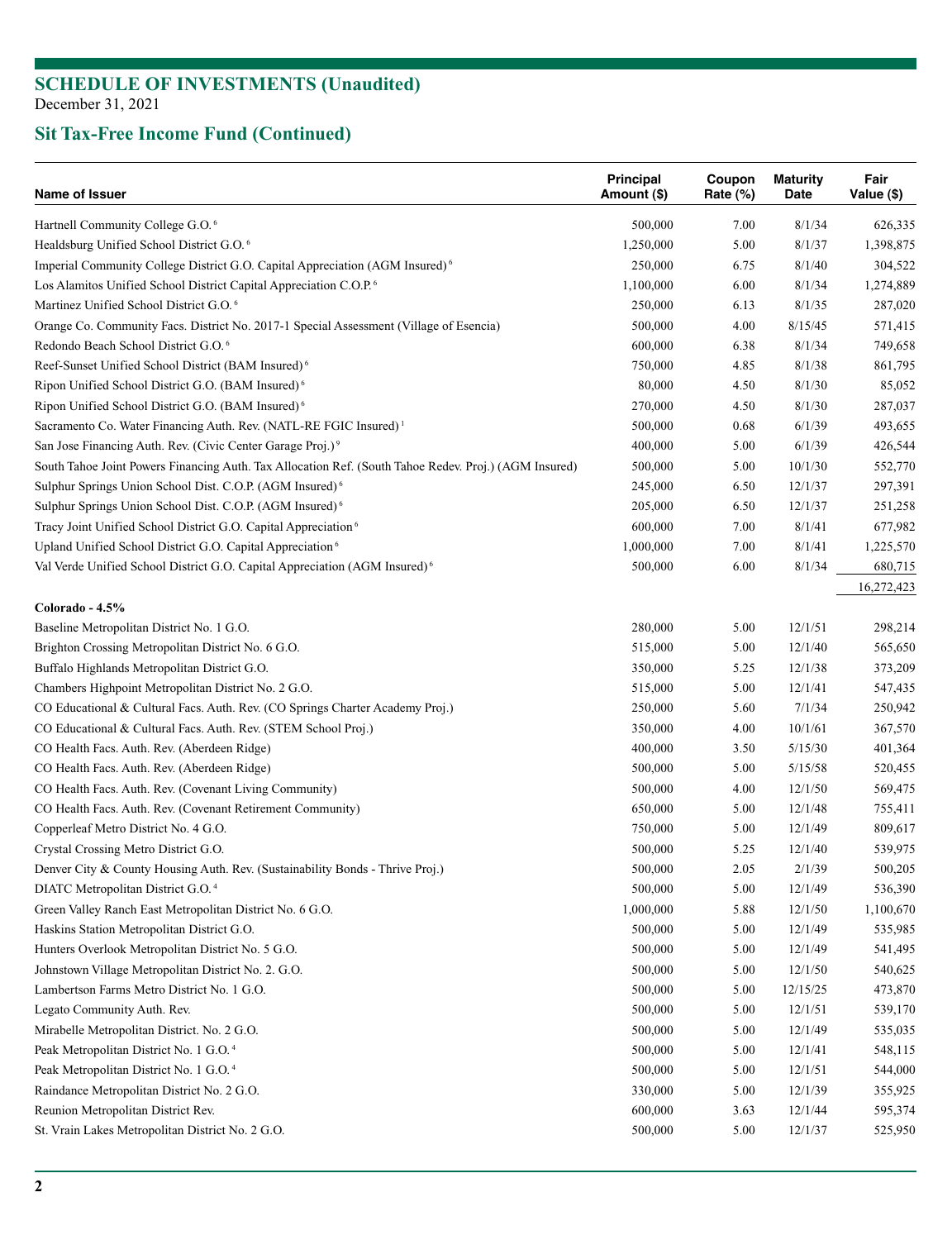## SCHEDULE OF INVESTMENTS (Unaudited)

December 31, 2021

## Sit Tax-Free Income Fund (Continued)

| Name of Issuer | Principal Amount ($) | Coupon Rate (%) | Maturity Date | Fair Value ($) |
|---|---|---|---|---|
| Hartnell Community College G.O. [6] | 500,000 | 7.00 | 8/1/34 | 626,335 |
| Healdsburg Unified School District G.O. [6] | 1,250,000 | 5.00 | 8/1/37 | 1,398,875 |
| Imperial Community College District G.O. Capital Appreciation (AGM Insured) [6] | 250,000 | 6.75 | 8/1/40 | 304,522 |
| Los Alamitos Unified School District Capital Appreciation C.O.P. [6] | 1,100,000 | 6.00 | 8/1/34 | 1,274,889 |
| Martinez Unified School District G.O. [6] | 250,000 | 6.13 | 8/1/35 | 287,020 |
| Orange Co. Community Facs. District No. 2017-1 Special Assessment (Village of Esencia) | 500,000 | 4.00 | 8/15/45 | 571,415 |
| Redondo Beach School District G.O. [6] | 600,000 | 6.38 | 8/1/34 | 749,658 |
| Reef-Sunset Unified School District (BAM Insured) [6] | 750,000 | 4.85 | 8/1/38 | 861,795 |
| Ripon Unified School District G.O. (BAM Insured) [6] | 80,000 | 4.50 | 8/1/30 | 85,052 |
| Ripon Unified School District G.O. (BAM Insured) [6] | 270,000 | 4.50 | 8/1/30 | 287,037 |
| Sacramento Co. Water Financing Auth. Rev. (NATL-RE FGIC Insured) [1] | 500,000 | 0.68 | 6/1/39 | 493,655 |
| San Jose Financing Auth. Rev. (Civic Center Garage Proj.) [9] | 400,000 | 5.00 | 6/1/39 | 426,544 |
| South Tahoe Joint Powers Financing Auth. Tax Allocation Ref. (South Tahoe Redev. Proj.) (AGM Insured) | 500,000 | 5.00 | 10/1/30 | 552,770 |
| Sulphur Springs Union School Dist. C.O.P. (AGM Insured) [6] | 245,000 | 6.50 | 12/1/37 | 297,391 |
| Sulphur Springs Union School Dist. C.O.P. (AGM Insured) [6] | 205,000 | 6.50 | 12/1/37 | 251,258 |
| Tracy Joint Unified School District G.O. Capital Appreciation [6] | 600,000 | 7.00 | 8/1/41 | 677,982 |
| Upland Unified School District G.O. Capital Appreciation [6] | 1,000,000 | 7.00 | 8/1/41 | 1,225,570 |
| Val Verde Unified School District G.O. Capital Appreciation (AGM Insured) [6] | 500,000 | 6.00 | 8/1/34 | 680,715 |
| | | | | 16,272,423 |
| **Colorado - 4.5%** | | | | |
| Baseline Metropolitan District No. 1 G.O. | 280,000 | 5.00 | 12/1/51 | 298,214 |
| Brighton Crossing Metropolitan District No. 6 G.O. | 515,000 | 5.00 | 12/1/40 | 565,650 |
| Buffalo Highlands Metropolitan District G.O. | 350,000 | 5.25 | 12/1/38 | 373,209 |
| Chambers Highpoint Metropolitan District No. 2 G.O. | 515,000 | 5.00 | 12/1/41 | 547,435 |
| CO Educational & Cultural Facs. Auth. Rev. (CO Springs Charter Academy Proj.) | 250,000 | 5.60 | 7/1/34 | 250,942 |
| CO Educational & Cultural Facs. Auth. Rev. (STEM School Proj.) | 350,000 | 4.00 | 10/1/61 | 367,570 |
| CO Health Facs. Auth. Rev. (Aberdeen Ridge) | 400,000 | 3.50 | 5/15/30 | 401,364 |
| CO Health Facs. Auth. Rev. (Aberdeen Ridge) | 500,000 | 5.00 | 5/15/58 | 520,455 |
| CO Health Facs. Auth. Rev. (Covenant Living Community) | 500,000 | 4.00 | 12/1/50 | 569,475 |
| CO Health Facs. Auth. Rev. (Covenant Retirement Community) | 650,000 | 5.00 | 12/1/48 | 755,411 |
| Copperleaf Metro District No. 4 G.O. | 750,000 | 5.00 | 12/1/49 | 809,617 |
| Crystal Crossing Metro District G.O. | 500,000 | 5.25 | 12/1/40 | 539,975 |
| Denver City & County Housing Auth. Rev. (Sustainability Bonds - Thrive Proj.) | 500,000 | 2.05 | 2/1/39 | 500,205 |
| DIATC Metropolitan District G.O. [4] | 500,000 | 5.00 | 12/1/49 | 536,390 |
| Green Valley Ranch East Metropolitan District No. 6 G.O. | 1,000,000 | 5.88 | 12/1/50 | 1,100,670 |
| Haskins Station Metropolitan District G.O. | 500,000 | 5.00 | 12/1/49 | 535,985 |
| Hunters Overlook Metropolitan District No. 5 G.O. | 500,000 | 5.00 | 12/1/49 | 541,495 |
| Johnstown Village Metropolitan District No. 2. G.O. | 500,000 | 5.00 | 12/1/50 | 540,625 |
| Lambertson Farms Metro District No. 1 G.O. | 500,000 | 5.00 | 12/15/25 | 473,870 |
| Legato Community Auth. Rev. | 500,000 | 5.00 | 12/1/51 | 539,170 |
| Mirabelle Metropolitan District. No. 2 G.O. | 500,000 | 5.00 | 12/1/49 | 535,035 |
| Peak Metropolitan District No. 1 G.O. [4] | 500,000 | 5.00 | 12/1/41 | 548,115 |
| Peak Metropolitan District No. 1 G.O. [4] | 500,000 | 5.00 | 12/1/51 | 544,000 |
| Raindance Metropolitan District No. 2 G.O. | 330,000 | 5.00 | 12/1/39 | 355,925 |
| Reunion Metropolitan District Rev. | 600,000 | 3.63 | 12/1/44 | 595,374 |
| St. Vrain Lakes Metropolitan District No. 2 G.O. | 500,000 | 5.00 | 12/1/37 | 525,950 |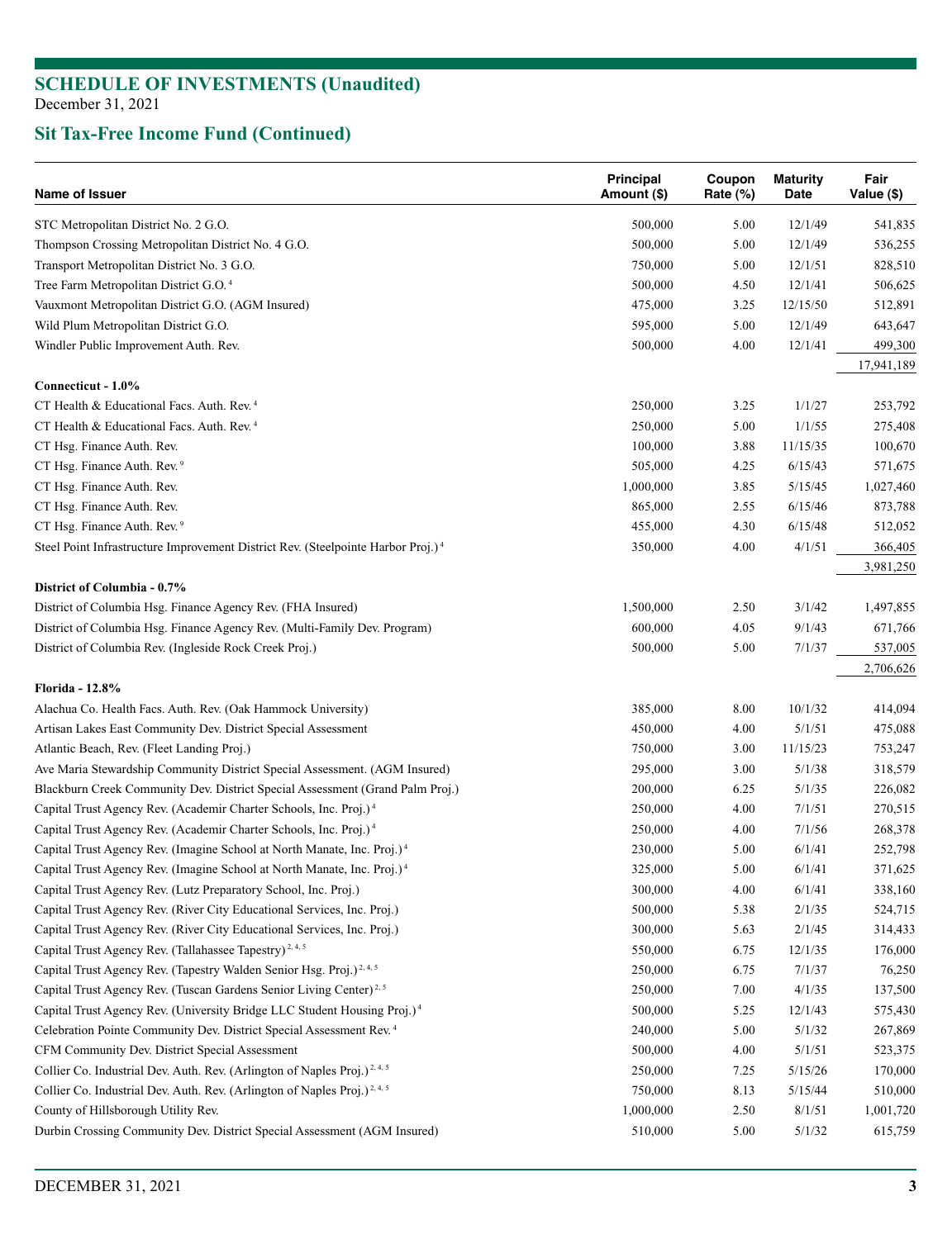## SCHEDULE OF INVESTMENTS (Unaudited)

December 31, 2021

## Sit Tax-Free Income Fund (Continued)

| Name of Issuer | Principal Amount ($) | Coupon Rate (%) | Maturity Date | Fair Value ($) |
|---|---|---|---|---|
| STC Metropolitan District No. 2 G.O. | 500,000 | 5.00 | 12/1/49 | 541,835 |
| Thompson Crossing Metropolitan District No. 4 G.O. | 500,000 | 5.00 | 12/1/49 | 536,255 |
| Transport Metropolitan District No. 3 G.O. | 750,000 | 5.00 | 12/1/51 | 828,510 |
| Tree Farm Metropolitan District G.O. [4] | 500,000 | 4.50 | 12/1/41 | 506,625 |
| Vauxmont Metropolitan District G.O. (AGM Insured) | 475,000 | 3.25 | 12/15/50 | 512,891 |
| Wild Plum Metropolitan District G.O. | 595,000 | 5.00 | 12/1/49 | 643,647 |
| Windler Public Improvement Auth. Rev. | 500,000 | 4.00 | 12/1/41 | 499,300 |
| | | | | 17,941,189 |
| **Connecticut - 1.0%** | | | | |
| CT Health & Educational Facs. Auth. Rev. [4] | 250,000 | 3.25 | 1/1/27 | 253,792 |
| CT Health & Educational Facs. Auth. Rev. [4] | 250,000 | 5.00 | 1/1/55 | 275,408 |
| CT Hsg. Finance Auth. Rev. | 100,000 | 3.88 | 11/15/35 | 100,670 |
| CT Hsg. Finance Auth. Rev. [9] | 505,000 | 4.25 | 6/15/43 | 571,675 |
| CT Hsg. Finance Auth. Rev. | 1,000,000 | 3.85 | 5/15/45 | 1,027,460 |
| CT Hsg. Finance Auth. Rev. | 865,000 | 2.55 | 6/15/46 | 873,788 |
| CT Hsg. Finance Auth. Rev. [9] | 455,000 | 4.30 | 6/15/48 | 512,052 |
| Steel Point Infrastructure Improvement District Rev. (Steelpointe Harbor Proj.) [4] | 350,000 | 4.00 | 4/1/51 | 366,405 |
| | | | | 3,981,250 |
| **District of Columbia - 0.7%** | | | | |
| District of Columbia Hsg. Finance Agency Rev. (FHA Insured) | 1,500,000 | 2.50 | 3/1/42 | 1,497,855 |
| District of Columbia Hsg. Finance Agency Rev. (Multi-Family Dev. Program) | 600,000 | 4.05 | 9/1/43 | 671,766 |
| District of Columbia Rev. (Ingleside Rock Creek Proj.) | 500,000 | 5.00 | 7/1/37 | 537,005 |
| | | | | 2,706,626 |
| **Florida - 12.8%** | | | | |
| Alachua Co. Health Facs. Auth. Rev. (Oak Hammock University) | 385,000 | 8.00 | 10/1/32 | 414,094 |
| Artisan Lakes East Community Dev. District Special Assessment | 450,000 | 4.00 | 5/1/51 | 475,088 |
| Atlantic Beach, Rev. (Fleet Landing Proj.) | 750,000 | 3.00 | 11/15/23 | 753,247 |
| Ave Maria Stewardship Community District Special Assessment. (AGM Insured) | 295,000 | 3.00 | 5/1/38 | 318,579 |
| Blackburn Creek Community Dev. District Special Assessment (Grand Palm Proj.) | 200,000 | 6.25 | 5/1/35 | 226,082 |
| Capital Trust Agency Rev. (Academir Charter Schools, Inc. Proj.) [4] | 250,000 | 4.00 | 7/1/51 | 270,515 |
| Capital Trust Agency Rev. (Academir Charter Schools, Inc. Proj.) [4] | 250,000 | 4.00 | 7/1/56 | 268,378 |
| Capital Trust Agency Rev. (Imagine School at North Manate, Inc. Proj.) [4] | 230,000 | 5.00 | 6/1/41 | 252,798 |
| Capital Trust Agency Rev. (Imagine School at North Manate, Inc. Proj.) [4] | 325,000 | 5.00 | 6/1/41 | 371,625 |
| Capital Trust Agency Rev. (Lutz Preparatory School, Inc. Proj.) | 300,000 | 4.00 | 6/1/41 | 338,160 |
| Capital Trust Agency Rev. (River City Educational Services, Inc. Proj.) | 500,000 | 5.38 | 2/1/35 | 524,715 |
| Capital Trust Agency Rev. (River City Educational Services, Inc. Proj.) | 300,000 | 5.63 | 2/1/45 | 314,433 |
| Capital Trust Agency Rev. (Tallahassee Tapestry) [2, 4, 5] | 550,000 | 6.75 | 12/1/35 | 176,000 |
| Capital Trust Agency Rev. (Tapestry Walden Senior Hsg. Proj.) [2, 4, 5] | 250,000 | 6.75 | 7/1/37 | 76,250 |
| Capital Trust Agency Rev. (Tuscan Gardens Senior Living Center) [2, 5] | 250,000 | 7.00 | 4/1/35 | 137,500 |
| Capital Trust Agency Rev. (University Bridge LLC Student Housing Proj.) [4] | 500,000 | 5.25 | 12/1/43 | 575,430 |
| Celebration Pointe Community Dev. District Special Assessment Rev. [4] | 240,000 | 5.00 | 5/1/32 | 267,869 |
| CFM Community Dev. District Special Assessment | 500,000 | 4.00 | 5/1/51 | 523,375 |
| Collier Co. Industrial Dev. Auth. Rev. (Arlington of Naples Proj.) [2, 4, 5] | 250,000 | 7.25 | 5/15/26 | 170,000 |
| Collier Co. Industrial Dev. Auth. Rev. (Arlington of Naples Proj.) [2, 4, 5] | 750,000 | 8.13 | 5/15/44 | 510,000 |
| County of Hillsborough Utility Rev. | 1,000,000 | 2.50 | 8/1/51 | 1,001,720 |
| Durbin Crossing Community Dev. District Special Assessment (AGM Insured) | 510,000 | 5.00 | 5/1/32 | 615,759 |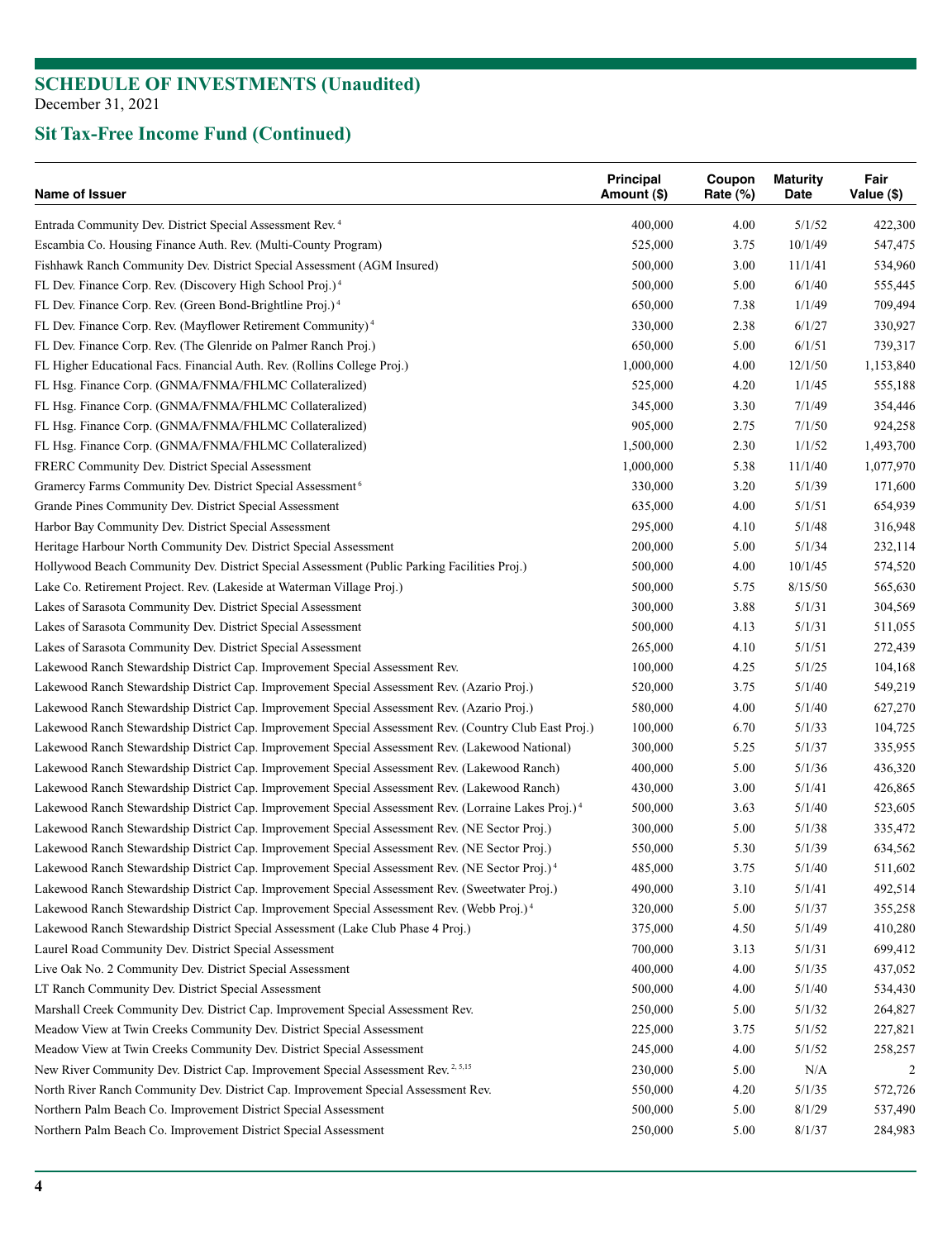## SCHEDULE OF INVESTMENTS (Unaudited)

December 31, 2021

## Sit Tax-Free Income Fund (Continued)

| Name of Issuer | Principal Amount ($) | Coupon Rate (%) | Maturity Date | Fair Value ($) |
|---|---|---|---|---|
| Entrada Community Dev. District Special Assessment Rev. [4] | 400,000 | 4.00 | 5/1/52 | 422,300 |
| Escambia Co. Housing Finance Auth. Rev. (Multi-County Program) | 525,000 | 3.75 | 10/1/49 | 547,475 |
| Fishhawk Ranch Community Dev. District Special Assessment (AGM Insured) | 500,000 | 3.00 | 11/1/41 | 534,960 |
| FL Dev. Finance Corp. Rev. (Discovery High School Proj.) [4] | 500,000 | 5.00 | 6/1/40 | 555,445 |
| FL Dev. Finance Corp. Rev. (Green Bond-Brightline Proj.) [4] | 650,000 | 7.38 | 1/1/49 | 709,494 |
| FL Dev. Finance Corp. Rev. (Mayflower Retirement Community) [4] | 330,000 | 2.38 | 6/1/27 | 330,927 |
| FL Dev. Finance Corp. Rev. (The Glenride on Palmer Ranch Proj.) | 650,000 | 5.00 | 6/1/51 | 739,317 |
| FL Higher Educational Facs. Financial Auth. Rev. (Rollins College Proj.) | 1,000,000 | 4.00 | 12/1/50 | 1,153,840 |
| FL Hsg. Finance Corp. (GNMA/FNMA/FHLMC Collateralized) | 525,000 | 4.20 | 1/1/45 | 555,188 |
| FL Hsg. Finance Corp. (GNMA/FNMA/FHLMC Collateralized) | 345,000 | 3.30 | 7/1/49 | 354,446 |
| FL Hsg. Finance Corp. (GNMA/FNMA/FHLMC Collateralized) | 905,000 | 2.75 | 7/1/50 | 924,258 |
| FL Hsg. Finance Corp. (GNMA/FNMA/FHLMC Collateralized) | 1,500,000 | 2.30 | 1/1/52 | 1,493,700 |
| FRERC Community Dev. District Special Assessment | 1,000,000 | 5.38 | 11/1/40 | 1,077,970 |
| Gramercy Farms Community Dev. District Special Assessment [6] | 330,000 | 3.20 | 5/1/39 | 171,600 |
| Grande Pines Community Dev. District Special Assessment | 635,000 | 4.00 | 5/1/51 | 654,939 |
| Harbor Bay Community Dev. District Special Assessment | 295,000 | 4.10 | 5/1/48 | 316,948 |
| Heritage Harbour North Community Dev. District Special Assessment | 200,000 | 5.00 | 5/1/34 | 232,114 |
| Hollywood Beach Community Dev. District Special Assessment (Public Parking Facilities Proj.) | 500,000 | 4.00 | 10/1/45 | 574,520 |
| Lake Co. Retirement Project. Rev. (Lakeside at Waterman Village Proj.) | 500,000 | 5.75 | 8/15/50 | 565,630 |
| Lakes of Sarasota Community Dev. District Special Assessment | 300,000 | 3.88 | 5/1/31 | 304,569 |
| Lakes of Sarasota Community Dev. District Special Assessment | 500,000 | 4.13 | 5/1/31 | 511,055 |
| Lakes of Sarasota Community Dev. District Special Assessment | 265,000 | 4.10 | 5/1/51 | 272,439 |
| Lakewood Ranch Stewardship District Cap. Improvement Special Assessment Rev. | 100,000 | 4.25 | 5/1/25 | 104,168 |
| Lakewood Ranch Stewardship District Cap. Improvement Special Assessment Rev. (Azario Proj.) | 520,000 | 3.75 | 5/1/40 | 549,219 |
| Lakewood Ranch Stewardship District Cap. Improvement Special Assessment Rev. (Azario Proj.) | 580,000 | 4.00 | 5/1/40 | 627,270 |
| Lakewood Ranch Stewardship District Cap. Improvement Special Assessment Rev. (Country Club East Proj.) | 100,000 | 6.70 | 5/1/33 | 104,725 |
| Lakewood Ranch Stewardship District Cap. Improvement Special Assessment Rev. (Lakewood National) | 300,000 | 5.25 | 5/1/37 | 335,955 |
| Lakewood Ranch Stewardship District Cap. Improvement Special Assessment Rev. (Lakewood Ranch) | 400,000 | 5.00 | 5/1/36 | 436,320 |
| Lakewood Ranch Stewardship District Cap. Improvement Special Assessment Rev. (Lakewood Ranch) | 430,000 | 3.00 | 5/1/41 | 426,865 |
| Lakewood Ranch Stewardship District Cap. Improvement Special Assessment Rev. (Lorraine Lakes Proj.) [4] | 500,000 | 3.63 | 5/1/40 | 523,605 |
| Lakewood Ranch Stewardship District Cap. Improvement Special Assessment Rev. (NE Sector Proj.) | 300,000 | 5.00 | 5/1/38 | 335,472 |
| Lakewood Ranch Stewardship District Cap. Improvement Special Assessment Rev. (NE Sector Proj.) | 550,000 | 5.30 | 5/1/39 | 634,562 |
| Lakewood Ranch Stewardship District Cap. Improvement Special Assessment Rev. (NE Sector Proj.) [4] | 485,000 | 3.75 | 5/1/40 | 511,602 |
| Lakewood Ranch Stewardship District Cap. Improvement Special Assessment Rev. (Sweetwater Proj.) | 490,000 | 3.10 | 5/1/41 | 492,514 |
| Lakewood Ranch Stewardship District Cap. Improvement Special Assessment Rev. (Webb Proj.) [4] | 320,000 | 5.00 | 5/1/37 | 355,258 |
| Lakewood Ranch Stewardship District Special Assessment (Lake Club Phase 4 Proj.) | 375,000 | 4.50 | 5/1/49 | 410,280 |
| Laurel Road Community Dev. District Special Assessment | 700,000 | 3.13 | 5/1/31 | 699,412 |
| Live Oak No. 2 Community Dev. District Special Assessment | 400,000 | 4.00 | 5/1/35 | 437,052 |
| LT Ranch Community Dev. District Special Assessment | 500,000 | 4.00 | 5/1/40 | 534,430 |
| Marshall Creek Community Dev. District Cap. Improvement Special Assessment Rev. | 250,000 | 5.00 | 5/1/32 | 264,827 |
| Meadow View at Twin Creeks Community Dev. District Special Assessment | 225,000 | 3.75 | 5/1/52 | 227,821 |
| Meadow View at Twin Creeks Community Dev. District Special Assessment | 245,000 | 4.00 | 5/1/52 | 258,257 |
| New River Community Dev. District Cap. Improvement Special Assessment Rev. [2, 5,15] | 230,000 | 5.00 | N/A | 2 |
| North River Ranch Community Dev. District Cap. Improvement Special Assessment Rev. | 550,000 | 4.20 | 5/1/35 | 572,726 |
| Northern Palm Beach Co. Improvement District Special Assessment | 500,000 | 5.00 | 8/1/29 | 537,490 |
| Northern Palm Beach Co. Improvement District Special Assessment | 250,000 | 5.00 | 8/1/37 | 284,983 |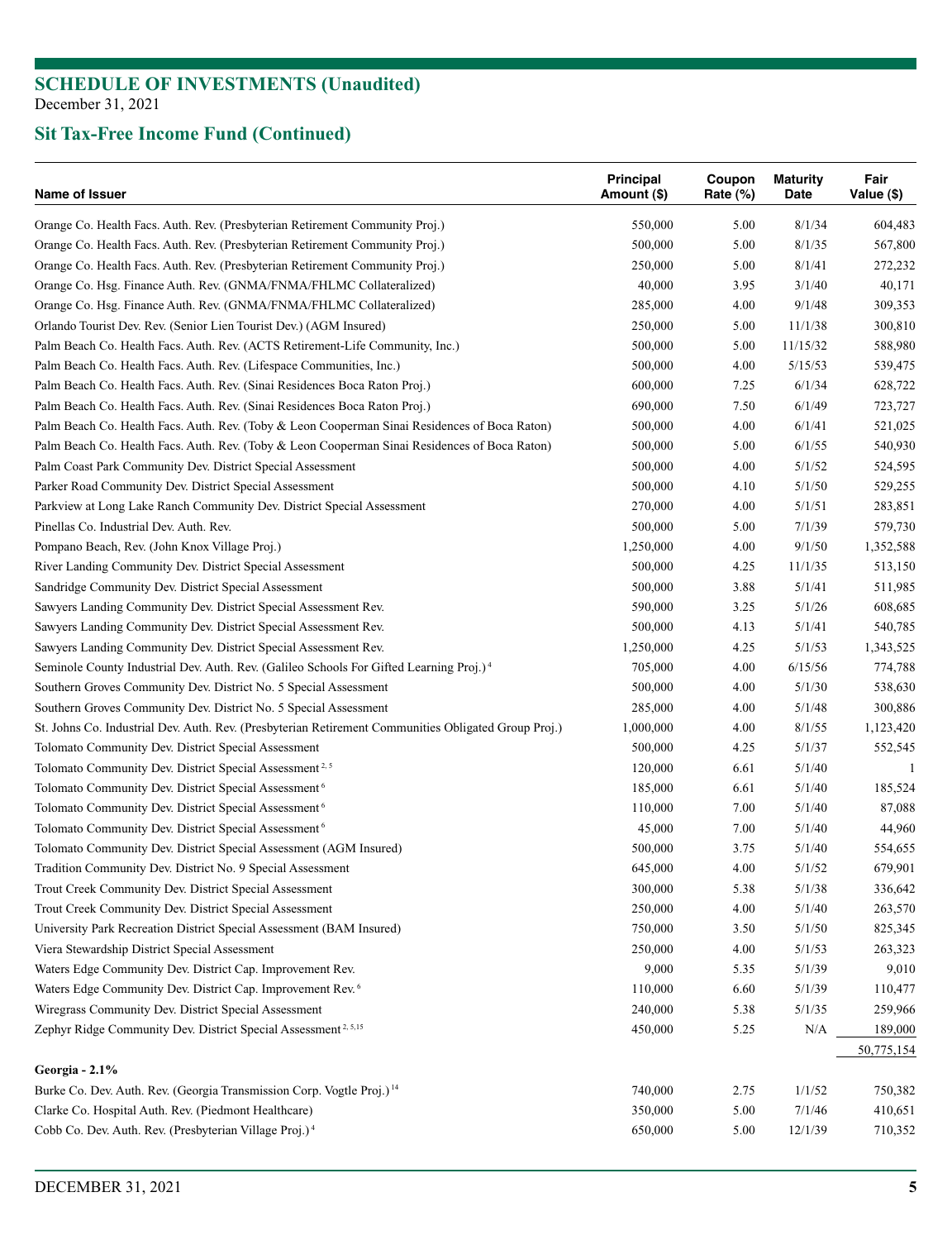# SCHEDULE OF INVESTMENTS (Unaudited)
December 31, 2021

## Sit Tax-Free Income Fund (Continued)

| Name of Issuer | Principal Amount ($) | Coupon Rate (%) | Maturity Date | Fair Value ($) |
|---|---|---|---|---|
| Orange Co. Health Facs. Auth. Rev. (Presbyterian Retirement Community Proj.) | 550,000 | 5.00 | 8/1/34 | 604,483 |
| Orange Co. Health Facs. Auth. Rev. (Presbyterian Retirement Community Proj.) | 500,000 | 5.00 | 8/1/35 | 567,800 |
| Orange Co. Health Facs. Auth. Rev. (Presbyterian Retirement Community Proj.) | 250,000 | 5.00 | 8/1/41 | 272,232 |
| Orange Co. Hsg. Finance Auth. Rev. (GNMA/FNMA/FHLMC Collateralized) | 40,000 | 3.95 | 3/1/40 | 40,171 |
| Orange Co. Hsg. Finance Auth. Rev. (GNMA/FNMA/FHLMC Collateralized) | 285,000 | 4.00 | 9/1/48 | 309,353 |
| Orlando Tourist Dev. Rev. (Senior Lien Tourist Dev.) (AGM Insured) | 250,000 | 5.00 | 11/1/38 | 300,810 |
| Palm Beach Co. Health Facs. Auth. Rev. (ACTS Retirement-Life Community, Inc.) | 500,000 | 5.00 | 11/15/32 | 588,980 |
| Palm Beach Co. Health Facs. Auth. Rev. (Lifespace Communities, Inc.) | 500,000 | 4.00 | 5/15/53 | 539,475 |
| Palm Beach Co. Health Facs. Auth. Rev. (Sinai Residences Boca Raton Proj.) | 600,000 | 7.25 | 6/1/34 | 628,722 |
| Palm Beach Co. Health Facs. Auth. Rev. (Sinai Residences Boca Raton Proj.) | 690,000 | 7.50 | 6/1/49 | 723,727 |
| Palm Beach Co. Health Facs. Auth. Rev. (Toby & Leon Cooperman Sinai Residences of Boca Raton) | 500,000 | 4.00 | 6/1/41 | 521,025 |
| Palm Beach Co. Health Facs. Auth. Rev. (Toby & Leon Cooperman Sinai Residences of Boca Raton) | 500,000 | 5.00 | 6/1/55 | 540,930 |
| Palm Coast Park Community Dev. District Special Assessment | 500,000 | 4.00 | 5/1/52 | 524,595 |
| Parker Road Community Dev. District Special Assessment | 500,000 | 4.10 | 5/1/50 | 529,255 |
| Parkview at Long Lake Ranch Community Dev. District Special Assessment | 270,000 | 4.00 | 5/1/51 | 283,851 |
| Pinellas Co. Industrial Dev. Auth. Rev. | 500,000 | 5.00 | 7/1/39 | 579,730 |
| Pompano Beach, Rev. (John Knox Village Proj.) | 1,250,000 | 4.00 | 9/1/50 | 1,352,588 |
| River Landing Community Dev. District Special Assessment | 500,000 | 4.25 | 11/1/35 | 513,150 |
| Sandridge Community Dev. District Special Assessment | 500,000 | 3.88 | 5/1/41 | 511,985 |
| Sawyers Landing Community Dev. District Special Assessment Rev. | 590,000 | 3.25 | 5/1/26 | 608,685 |
| Sawyers Landing Community Dev. District Special Assessment Rev. | 500,000 | 4.13 | 5/1/41 | 540,785 |
| Sawyers Landing Community Dev. District Special Assessment Rev. | 1,250,000 | 4.25 | 5/1/53 | 1,343,525 |
| Seminole County Industrial Dev. Auth. Rev. (Galileo Schools For Gifted Learning Proj.) [4] | 705,000 | 4.00 | 6/15/56 | 774,788 |
| Southern Groves Community Dev. District No. 5 Special Assessment | 500,000 | 4.00 | 5/1/30 | 538,630 |
| Southern Groves Community Dev. District No. 5 Special Assessment | 285,000 | 4.00 | 5/1/48 | 300,886 |
| St. Johns Co. Industrial Dev. Auth. Rev. (Presbyterian Retirement Communities Obligated Group Proj.) | 1,000,000 | 4.00 | 8/1/55 | 1,123,420 |
| Tolomato Community Dev. District Special Assessment | 500,000 | 4.25 | 5/1/37 | 552,545 |
| Tolomato Community Dev. District Special Assessment [2, 5] | 120,000 | 6.61 | 5/1/40 | 1 |
| Tolomato Community Dev. District Special Assessment [6] | 185,000 | 6.61 | 5/1/40 | 185,524 |
| Tolomato Community Dev. District Special Assessment [6] | 110,000 | 7.00 | 5/1/40 | 87,088 |
| Tolomato Community Dev. District Special Assessment [6] | 45,000 | 7.00 | 5/1/40 | 44,960 |
| Tolomato Community Dev. District Special Assessment (AGM Insured) | 500,000 | 3.75 | 5/1/40 | 554,655 |
| Tradition Community Dev. District No. 9 Special Assessment | 645,000 | 4.00 | 5/1/52 | 679,901 |
| Trout Creek Community Dev. District Special Assessment | 300,000 | 5.38 | 5/1/38 | 336,642 |
| Trout Creek Community Dev. District Special Assessment | 250,000 | 4.00 | 5/1/40 | 263,570 |
| University Park Recreation District Special Assessment (BAM Insured) | 750,000 | 3.50 | 5/1/50 | 825,345 |
| Viera Stewardship District Special Assessment | 250,000 | 4.00 | 5/1/53 | 263,323 |
| Waters Edge Community Dev. District Cap. Improvement Rev. | 9,000 | 5.35 | 5/1/39 | 9,010 |
| Waters Edge Community Dev. District Cap. Improvement Rev. [6] | 110,000 | 6.60 | 5/1/39 | 110,477 |
| Wiregrass Community Dev. District Special Assessment | 240,000 | 5.38 | 5/1/35 | 259,966 |
| Zephyr Ridge Community Dev. District Special Assessment [2, 5,15] | 450,000 | 5.25 | N/A | 189,000 |
| | | | | 50,775,154 |
| **Georgia - 2.1%** | | | | |
| Burke Co. Dev. Auth. Rev. (Georgia Transmission Corp. Vogtle Proj.) [14] | 740,000 | 2.75 | 1/1/52 | 750,382 |
| Clarke Co. Hospital Auth. Rev. (Piedmont Healthcare) | 350,000 | 5.00 | 7/1/46 | 410,651 |
| Cobb Co. Dev. Auth. Rev. (Presbyterian Village Proj.) [4] | 650,000 | 5.00 | 12/1/39 | 710,352 |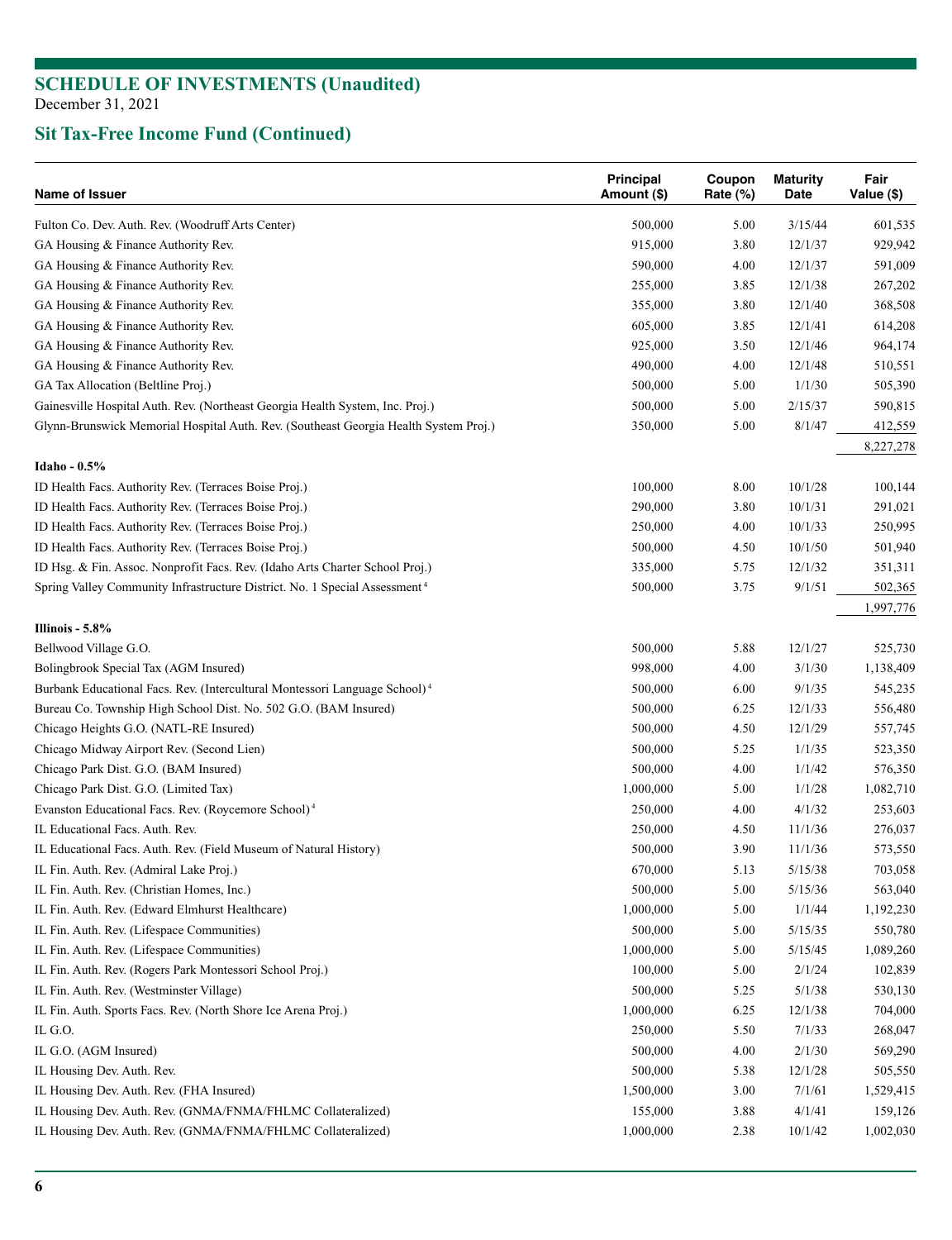## SCHEDULE OF INVESTMENTS (Unaudited)
December 31, 2021

## Sit Tax-Free Income Fund (Continued)

| Name of Issuer | Principal Amount ($) | Coupon Rate (%) | Maturity Date | Fair Value ($) |
|---|---|---|---|---|
| Fulton Co. Dev. Auth. Rev. (Woodruff Arts Center) | 500,000 | 5.00 | 3/15/44 | 601,535 |
| GA Housing & Finance Authority Rev. | 915,000 | 3.80 | 12/1/37 | 929,942 |
| GA Housing & Finance Authority Rev. | 590,000 | 4.00 | 12/1/37 | 591,009 |
| GA Housing & Finance Authority Rev. | 255,000 | 3.85 | 12/1/38 | 267,202 |
| GA Housing & Finance Authority Rev. | 355,000 | 3.80 | 12/1/40 | 368,508 |
| GA Housing & Finance Authority Rev. | 605,000 | 3.85 | 12/1/41 | 614,208 |
| GA Housing & Finance Authority Rev. | 925,000 | 3.50 | 12/1/46 | 964,174 |
| GA Housing & Finance Authority Rev. | 490,000 | 4.00 | 12/1/48 | 510,551 |
| GA Tax Allocation (Beltline Proj.) | 500,000 | 5.00 | 1/1/30 | 505,390 |
| Gainesville Hospital Auth. Rev. (Northeast Georgia Health System, Inc. Proj.) | 500,000 | 5.00 | 2/15/37 | 590,815 |
| Glynn-Brunswick Memorial Hospital Auth. Rev. (Southeast Georgia Health System Proj.) | 350,000 | 5.00 | 8/1/47 | 412,559 |
| | | | | 8,227,278 |
| **Idaho - 0.5%** | | | | |
| ID Health Facs. Authority Rev. (Terraces Boise Proj.) | 100,000 | 8.00 | 10/1/28 | 100,144 |
| ID Health Facs. Authority Rev. (Terraces Boise Proj.) | 290,000 | 3.80 | 10/1/31 | 291,021 |
| ID Health Facs. Authority Rev. (Terraces Boise Proj.) | 250,000 | 4.00 | 10/1/33 | 250,995 |
| ID Health Facs. Authority Rev. (Terraces Boise Proj.) | 500,000 | 4.50 | 10/1/50 | 501,940 |
| ID Hsg. & Fin. Assoc. Nonprofit Facs. Rev. (Idaho Arts Charter School Proj.) | 335,000 | 5.75 | 12/1/32 | 351,311 |
| Spring Valley Community Infrastructure District. No. 1 Special Assessment [4] | 500,000 | 3.75 | 9/1/51 | 502,365 |
| | | | | 1,997,776 |
| **Illinois - 5.8%** | | | | |
| Bellwood Village G.O. | 500,000 | 5.88 | 12/1/27 | 525,730 |
| Bolingbrook Special Tax (AGM Insured) | 998,000 | 4.00 | 3/1/30 | 1,138,409 |
| Burbank Educational Facs. Rev. (Intercultural Montessori Language School) [4] | 500,000 | 6.00 | 9/1/35 | 545,235 |
| Bureau Co. Township High School Dist. No. 502 G.O. (BAM Insured) | 500,000 | 6.25 | 12/1/33 | 556,480 |
| Chicago Heights G.O. (NATL-RE Insured) | 500,000 | 4.50 | 12/1/29 | 557,745 |
| Chicago Midway Airport Rev. (Second Lien) | 500,000 | 5.25 | 1/1/35 | 523,350 |
| Chicago Park Dist. G.O. (BAM Insured) | 500,000 | 4.00 | 1/1/42 | 576,350 |
| Chicago Park Dist. G.O. (Limited Tax) | 1,000,000 | 5.00 | 1/1/28 | 1,082,710 |
| Evanston Educational Facs. Rev. (Roycemore School) [4] | 250,000 | 4.00 | 4/1/32 | 253,603 |
| IL Educational Facs. Auth. Rev. | 250,000 | 4.50 | 11/1/36 | 276,037 |
| IL Educational Facs. Auth. Rev. (Field Museum of Natural History) | 500,000 | 3.90 | 11/1/36 | 573,550 |
| IL Fin. Auth. Rev. (Admiral Lake Proj.) | 670,000 | 5.13 | 5/15/38 | 703,058 |
| IL Fin. Auth. Rev. (Christian Homes, Inc.) | 500,000 | 5.00 | 5/15/36 | 563,040 |
| IL Fin. Auth. Rev. (Edward Elmhurst Healthcare) | 1,000,000 | 5.00 | 1/1/44 | 1,192,230 |
| IL Fin. Auth. Rev. (Lifespace Communities) | 500,000 | 5.00 | 5/15/35 | 550,780 |
| IL Fin. Auth. Rev. (Lifespace Communities) | 1,000,000 | 5.00 | 5/15/45 | 1,089,260 |
| IL Fin. Auth. Rev. (Rogers Park Montessori School Proj.) | 100,000 | 5.00 | 2/1/24 | 102,839 |
| IL Fin. Auth. Rev. (Westminster Village) | 500,000 | 5.25 | 5/1/38 | 530,130 |
| IL Fin. Auth. Sports Facs. Rev. (North Shore Ice Arena Proj.) | 1,000,000 | 6.25 | 12/1/38 | 704,000 |
| IL G.O. | 250,000 | 5.50 | 7/1/33 | 268,047 |
| IL G.O. (AGM Insured) | 500,000 | 4.00 | 2/1/30 | 569,290 |
| IL Housing Dev. Auth. Rev. | 500,000 | 5.38 | 12/1/28 | 505,550 |
| IL Housing Dev. Auth. Rev. (FHA Insured) | 1,500,000 | 3.00 | 7/1/61 | 1,529,415 |
| IL Housing Dev. Auth. Rev. (GNMA/FNMA/FHLMC Collateralized) | 155,000 | 3.88 | 4/1/41 | 159,126 |
| IL Housing Dev. Auth. Rev. (GNMA/FNMA/FHLMC Collateralized) | 1,000,000 | 2.38 | 10/1/42 | 1,002,030 |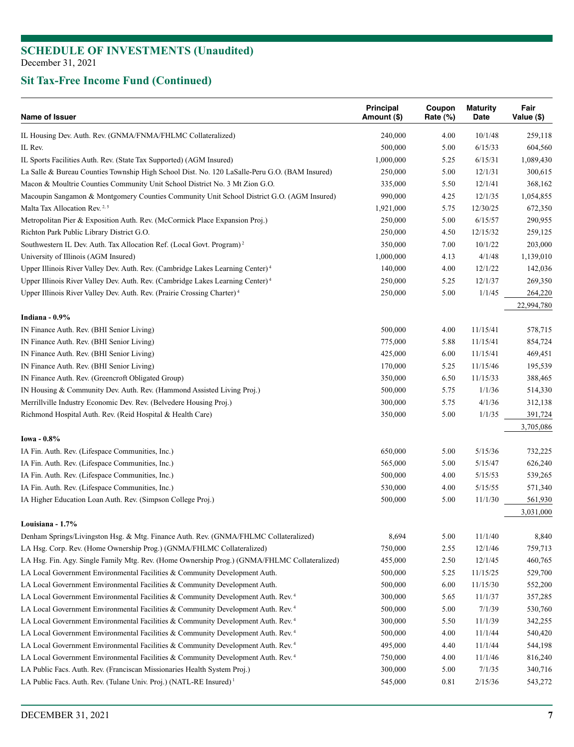## SCHEDULE OF INVESTMENTS (Unaudited)

December 31, 2021

## Sit Tax-Free Income Fund (Continued)

| Name of Issuer | Principal Amount ($) | Coupon Rate (%) | Maturity Date | Fair Value ($) |
|---|---|---|---|---|
| IL Housing Dev. Auth. Rev. (GNMA/FNMA/FHLMC Collateralized) | 240,000 | 4.00 | 10/1/48 | 259,118 |
| IL Rev. | 500,000 | 5.00 | 6/15/33 | 604,560 |
| IL Sports Facilities Auth. Rev. (State Tax Supported) (AGM Insured) | 1,000,000 | 5.25 | 6/15/31 | 1,089,430 |
| La Salle & Bureau Counties Township High School Dist. No. 120 LaSalle-Peru G.O. (BAM Insured) | 250,000 | 5.00 | 12/1/31 | 300,615 |
| Macon & Moultrie Counties Community Unit School District No. 3 Mt Zion G.O. | 335,000 | 5.50 | 12/1/41 | 368,162 |
| Macoupin Sangamon & Montgomery Counties Community Unit School District G.O. (AGM Insured) | 990,000 | 4.25 | 12/1/35 | 1,054,855 |
| Malta Tax Allocation Rev. [2, 5] | 1,921,000 | 5.75 | 12/30/25 | 672,350 |
| Metropolitan Pier & Exposition Auth. Rev. (McCormick Place Expansion Proj.) | 250,000 | 5.00 | 6/15/57 | 290,955 |
| Richton Park Public Library District G.O. | 250,000 | 4.50 | 12/15/32 | 259,125 |
| Southwestern IL Dev. Auth. Tax Allocation Ref. (Local Govt. Program) [2] | 350,000 | 7.00 | 10/1/22 | 203,000 |
| University of Illinois (AGM Insured) | 1,000,000 | 4.13 | 4/1/48 | 1,139,010 |
| Upper Illinois River Valley Dev. Auth. Rev. (Cambridge Lakes Learning Center) [4] | 140,000 | 4.00 | 12/1/22 | 142,036 |
| Upper Illinois River Valley Dev. Auth. Rev. (Cambridge Lakes Learning Center) [4] | 250,000 | 5.25 | 12/1/37 | 269,350 |
| Upper Illinois River Valley Dev. Auth. Rev. (Prairie Crossing Charter) [4] | 250,000 | 5.00 | 1/1/45 | 264,220 |
| | | | | 22,994,780 |
| **Indiana - 0.9%** | | | | |
| IN Finance Auth. Rev. (BHI Senior Living) | 500,000 | 4.00 | 11/15/41 | 578,715 |
| IN Finance Auth. Rev. (BHI Senior Living) | 775,000 | 5.88 | 11/15/41 | 854,724 |
| IN Finance Auth. Rev. (BHI Senior Living) | 425,000 | 6.00 | 11/15/41 | 469,451 |
| IN Finance Auth. Rev. (BHI Senior Living) | 170,000 | 5.25 | 11/15/46 | 195,539 |
| IN Finance Auth. Rev. (Greencroft Obligated Group) | 350,000 | 6.50 | 11/15/33 | 388,465 |
| IN Housing & Community Dev. Auth. Rev. (Hammond Assisted Living Proj.) | 500,000 | 5.75 | 1/1/36 | 514,330 |
| Merrillville Industry Economic Dev. Rev. (Belvedere Housing Proj.) | 300,000 | 5.75 | 4/1/36 | 312,138 |
| Richmond Hospital Auth. Rev. (Reid Hospital & Health Care) | 350,000 | 5.00 | 1/1/35 | 391,724 |
| | | | | 3,705,086 |
| **Iowa - 0.8%** | | | | |
| IA Fin. Auth. Rev. (Lifespace Communities, Inc.) | 650,000 | 5.00 | 5/15/36 | 732,225 |
| IA Fin. Auth. Rev. (Lifespace Communities, Inc.) | 565,000 | 5.00 | 5/15/47 | 626,240 |
| IA Fin. Auth. Rev. (Lifespace Communities, Inc.) | 500,000 | 4.00 | 5/15/53 | 539,265 |
| IA Fin. Auth. Rev. (Lifespace Communities, Inc.) | 530,000 | 4.00 | 5/15/55 | 571,340 |
| IA Higher Education Loan Auth. Rev. (Simpson College Proj.) | 500,000 | 5.00 | 11/1/30 | 561,930 |
| | | | | 3,031,000 |
| **Louisiana - 1.7%** | | | | |
| Denham Springs/Livingston Hsg. & Mtg. Finance Auth. Rev. (GNMA/FHLMC Collateralized) | 8,694 | 5.00 | 11/1/40 | 8,840 |
| LA Hsg. Corp. Rev. (Home Ownership Prog.) (GNMA/FHLMC Collateralized) | 750,000 | 2.55 | 12/1/46 | 759,713 |
| LA Hsg. Fin. Agy. Single Family Mtg. Rev. (Home Ownership Prog.) (GNMA/FHLMC Collateralized) | 455,000 | 2.50 | 12/1/45 | 460,765 |
| LA Local Government Environmental Facilities & Community Development Auth. | 500,000 | 5.25 | 11/15/25 | 529,700 |
| LA Local Government Environmental Facilities & Community Development Auth. | 500,000 | 6.00 | 11/15/30 | 552,200 |
| LA Local Government Environmental Facilities & Community Development Auth. Rev. [4] | 300,000 | 5.65 | 11/1/37 | 357,285 |
| LA Local Government Environmental Facilities & Community Development Auth. Rev. [4] | 500,000 | 5.00 | 7/1/39 | 530,760 |
| LA Local Government Environmental Facilities & Community Development Auth. Rev. [4] | 300,000 | 5.50 | 11/1/39 | 342,255 |
| LA Local Government Environmental Facilities & Community Development Auth. Rev. [4] | 500,000 | 4.00 | 11/1/44 | 540,420 |
| LA Local Government Environmental Facilities & Community Development Auth. Rev. [4] | 495,000 | 4.40 | 11/1/44 | 544,198 |
| LA Local Government Environmental Facilities & Community Development Auth. Rev. [4] | 750,000 | 4.00 | 11/1/46 | 816,240 |
| LA Public Facs. Auth. Rev. (Franciscan Missionaries Health System Proj.) | 300,000 | 5.00 | 7/1/35 | 340,716 |
| LA Public Facs. Auth. Rev. (Tulane Univ. Proj.) (NATL-RE Insured) [1] | 545,000 | 0.81 | 2/15/36 | 543,272 |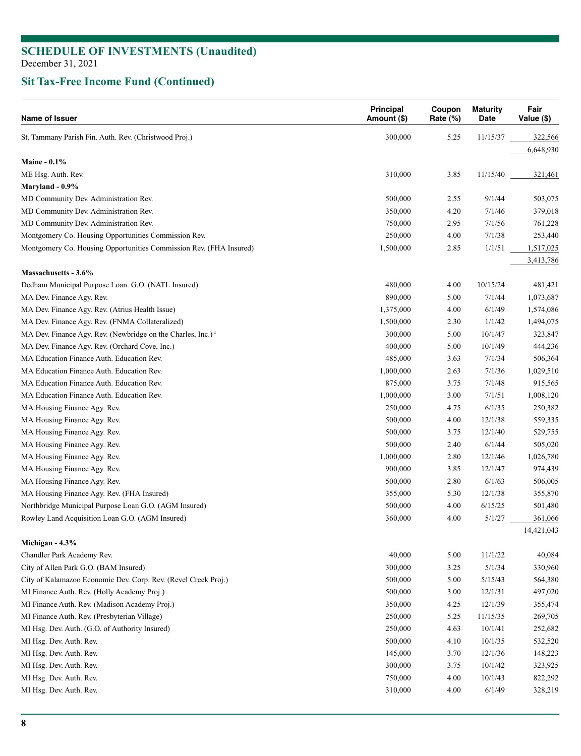## SCHEDULE OF INVESTMENTS (Unaudited)

December 31, 2021

## Sit Tax-Free Income Fund (Continued)

| Name of Issuer | Principal Amount ($) | Coupon Rate (%) | Maturity Date | Fair Value ($) |
|---|---|---|---|---|
| St. Tammany Parish Fin. Auth. Rev. (Christwood Proj.) | 300,000 | 5.25 | 11/15/37 | 322,566 |
| | | | | 6,648,930 |
| **Maine - 0.1%** | | | | |
| ME Hsg. Auth. Rev. | 310,000 | 3.85 | 11/15/40 | 321,461 |
| **Maryland - 0.9%** | | | | |
| MD Community Dev. Administration Rev. | 500,000 | 2.55 | 9/1/44 | 503,075 |
| MD Community Dev. Administration Rev. | 350,000 | 4.20 | 7/1/46 | 379,018 |
| MD Community Dev. Administration Rev. | 750,000 | 2.95 | 7/1/56 | 761,228 |
| Montgomery Co. Housing Opportunities Commission Rev. | 250,000 | 4.00 | 7/1/38 | 253,440 |
| Montgomery Co. Housing Opportunities Commission Rev. (FHA Insured) | 1,500,000 | 2.85 | 1/1/51 | 1,517,025 |
| | | | | 3,413,786 |
| **Massachusetts - 3.6%** | | | | |
| Dedham Municipal Purpose Loan. G.O. (NATL Insured) | 480,000 | 4.00 | 10/15/24 | 481,421 |
| MA Dev. Finance Agy. Rev. | 890,000 | 5.00 | 7/1/44 | 1,073,687 |
| MA Dev. Finance Agy. Rev. (Atrius Health Issue) | 1,375,000 | 4.00 | 6/1/49 | 1,574,086 |
| MA Dev. Finance Agy. Rev. (FNMA Collateralized) | 1,500,000 | 2.30 | 1/1/42 | 1,494,075 |
| MA Dev. Finance Agy. Rev. (Newbridge on the Charles, Inc.)[4] | 300,000 | 5.00 | 10/1/47 | 323,847 |
| MA Dev. Finance Agy. Rev. (Orchard Cove, Inc.) | 400,000 | 5.00 | 10/1/49 | 444,236 |
| MA Education Finance Auth. Education Rev. | 485,000 | 3.63 | 7/1/34 | 506,364 |
| MA Education Finance Auth. Education Rev. | 1,000,000 | 2.63 | 7/1/36 | 1,029,510 |
| MA Education Finance Auth. Education Rev. | 875,000 | 3.75 | 7/1/48 | 915,565 |
| MA Education Finance Auth. Education Rev. | 1,000,000 | 3.00 | 7/1/51 | 1,008,120 |
| MA Housing Finance Agy. Rev. | 250,000 | 4.75 | 6/1/35 | 250,382 |
| MA Housing Finance Agy. Rev. | 500,000 | 4.00 | 12/1/38 | 559,335 |
| MA Housing Finance Agy. Rev. | 500,000 | 3.75 | 12/1/40 | 529,755 |
| MA Housing Finance Agy. Rev. | 500,000 | 2.40 | 6/1/44 | 505,020 |
| MA Housing Finance Agy. Rev. | 1,000,000 | 2.80 | 12/1/46 | 1,026,780 |
| MA Housing Finance Agy. Rev. | 900,000 | 3.85 | 12/1/47 | 974,439 |
| MA Housing Finance Agy. Rev. | 500,000 | 2.80 | 6/1/63 | 506,005 |
| MA Housing Finance Agy. Rev. (FHA Insured) | 355,000 | 5.30 | 12/1/38 | 355,870 |
| Northbridge Municipal Purpose Loan G.O. (AGM Insured) | 500,000 | 4.00 | 6/15/25 | 501,480 |
| Rowley Land Acquisition Loan G.O. (AGM Insured) | 360,000 | 4.00 | 5/1/27 | 361,066 |
| | | | | 14,421,043 |
| **Michigan - 4.3%** | | | | |
| Chandler Park Academy Rev. | 40,000 | 5.00 | 11/1/22 | 40,084 |
| City of Allen Park G.O. (BAM Insured) | 300,000 | 3.25 | 5/1/34 | 330,960 |
| City of Kalamazoo Economic Dev. Corp. Rev. (Revel Creek Proj.) | 500,000 | 5.00 | 5/15/43 | 564,380 |
| MI Finance Auth. Rev. (Holly Academy Proj.) | 500,000 | 3.00 | 12/1/31 | 497,020 |
| MI Finance Auth. Rev. (Madison Academy Proj.) | 350,000 | 4.25 | 12/1/39 | 355,474 |
| MI Finance Auth. Rev. (Presbyterian Village) | 250,000 | 5.25 | 11/15/35 | 269,705 |
| MI Hsg. Dev. Auth. (G.O. of Authority Insured) | 250,000 | 4.63 | 10/1/41 | 252,682 |
| MI Hsg. Dev. Auth. Rev. | 500,000 | 4.10 | 10/1/35 | 532,520 |
| MI Hsg. Dev. Auth. Rev. | 145,000 | 3.70 | 12/1/36 | 148,223 |
| MI Hsg. Dev. Auth. Rev. | 300,000 | 3.75 | 10/1/42 | 323,925 |
| MI Hsg. Dev. Auth. Rev. | 750,000 | 4.00 | 10/1/43 | 822,292 |
| MI Hsg. Dev. Auth. Rev. | 310,000 | 4.00 | 6/1/49 | 328,219 |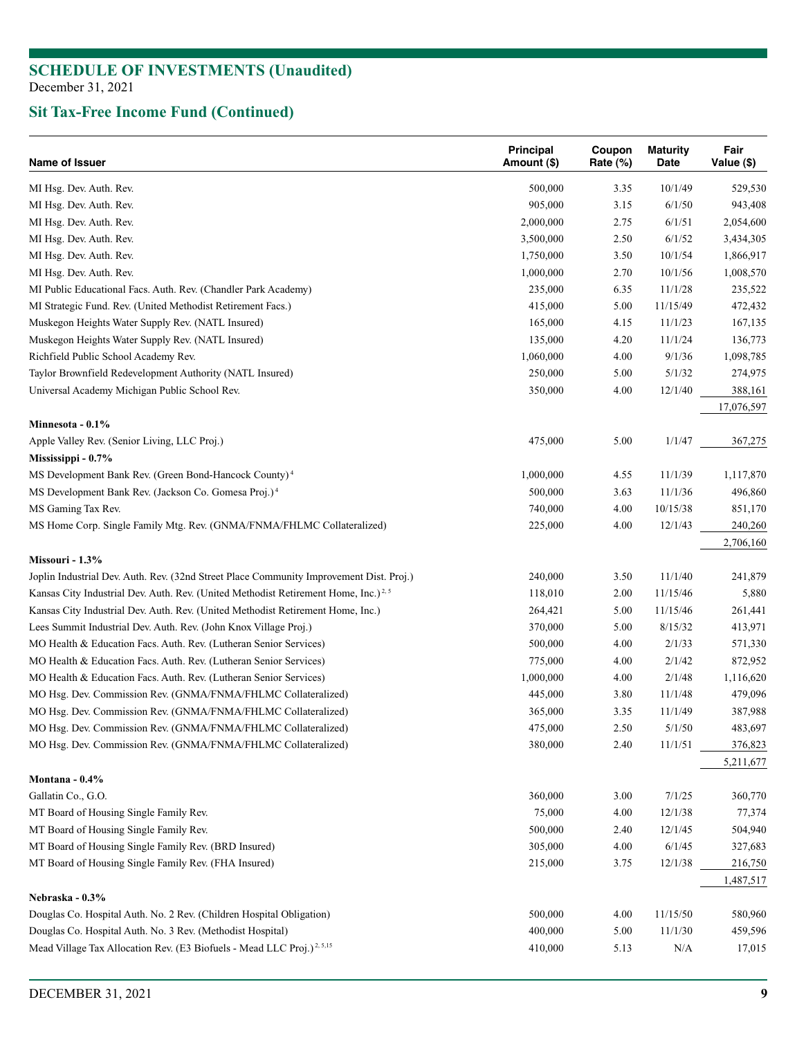## SCHEDULE OF INVESTMENTS (Unaudited)

December 31, 2021

## Sit Tax-Free Income Fund (Continued)

| Name of Issuer | Principal Amount ($) | Coupon Rate (%) | Maturity Date | Fair Value ($) |
|---|---|---|---|---|
| MI Hsg. Dev. Auth. Rev. | 500,000 | 3.35 | 10/1/49 | 529,530 |
| MI Hsg. Dev. Auth. Rev. | 905,000 | 3.15 | 6/1/50 | 943,408 |
| MI Hsg. Dev. Auth. Rev. | 2,000,000 | 2.75 | 6/1/51 | 2,054,600 |
| MI Hsg. Dev. Auth. Rev. | 3,500,000 | 2.50 | 6/1/52 | 3,434,305 |
| MI Hsg. Dev. Auth. Rev. | 1,750,000 | 3.50 | 10/1/54 | 1,866,917 |
| MI Hsg. Dev. Auth. Rev. | 1,000,000 | 2.70 | 10/1/56 | 1,008,570 |
| MI Public Educational Facs. Auth. Rev. (Chandler Park Academy) | 235,000 | 6.35 | 11/1/28 | 235,522 |
| MI Strategic Fund. Rev. (United Methodist Retirement Facs.) | 415,000 | 5.00 | 11/15/49 | 472,432 |
| Muskegon Heights Water Supply Rev. (NATL Insured) | 165,000 | 4.15 | 11/1/23 | 167,135 |
| Muskegon Heights Water Supply Rev. (NATL Insured) | 135,000 | 4.20 | 11/1/24 | 136,773 |
| Richfield Public School Academy Rev. | 1,060,000 | 4.00 | 9/1/36 | 1,098,785 |
| Taylor Brownfield Redevelopment Authority (NATL Insured) | 250,000 | 5.00 | 5/1/32 | 274,975 |
| Universal Academy Michigan Public School Rev. | 350,000 | 4.00 | 12/1/40 | 388,161 |
| | | | | 17,076,597 |
| **Minnesota - 0.1%** | | | | |
| Apple Valley Rev. (Senior Living, LLC Proj.) | 475,000 | 5.00 | 1/1/47 | 367,275 |
| **Mississippi - 0.7%** | | | | |
| MS Development Bank Rev. (Green Bond-Hancock County)[4] | 1,000,000 | 4.55 | 11/1/39 | 1,117,870 |
| MS Development Bank Rev. (Jackson Co. Gomesa Proj.)[4] | 500,000 | 3.63 | 11/1/36 | 496,860 |
| MS Gaming Tax Rev. | 740,000 | 4.00 | 10/15/38 | 851,170 |
| MS Home Corp. Single Family Mtg. Rev. (GNMA/FNMA/FHLMC Collateralized) | 225,000 | 4.00 | 12/1/43 | 240,260 |
| | | | | 2,706,160 |
| **Missouri - 1.3%** | | | | |
| Joplin Industrial Dev. Auth. Rev. (32nd Street Place Community Improvement Dist. Proj.) | 240,000 | 3.50 | 11/1/40 | 241,879 |
| Kansas City Industrial Dev. Auth. Rev. (United Methodist Retirement Home, Inc.)[2, 5] | 118,010 | 2.00 | 11/15/46 | 5,880 |
| Kansas City Industrial Dev. Auth. Rev. (United Methodist Retirement Home, Inc.) | 264,421 | 5.00 | 11/15/46 | 261,441 |
| Lees Summit Industrial Dev. Auth. Rev. (John Knox Village Proj.) | 370,000 | 5.00 | 8/15/32 | 413,971 |
| MO Health & Education Facs. Auth. Rev. (Lutheran Senior Services) | 500,000 | 4.00 | 2/1/33 | 571,330 |
| MO Health & Education Facs. Auth. Rev. (Lutheran Senior Services) | 775,000 | 4.00 | 2/1/42 | 872,952 |
| MO Health & Education Facs. Auth. Rev. (Lutheran Senior Services) | 1,000,000 | 4.00 | 2/1/48 | 1,116,620 |
| MO Hsg. Dev. Commission Rev. (GNMA/FNMA/FHLMC Collateralized) | 445,000 | 3.80 | 11/1/48 | 479,096 |
| MO Hsg. Dev. Commission Rev. (GNMA/FNMA/FHLMC Collateralized) | 365,000 | 3.35 | 11/1/49 | 387,988 |
| MO Hsg. Dev. Commission Rev. (GNMA/FNMA/FHLMC Collateralized) | 475,000 | 2.50 | 5/1/50 | 483,697 |
| MO Hsg. Dev. Commission Rev. (GNMA/FNMA/FHLMC Collateralized) | 380,000 | 2.40 | 11/1/51 | 376,823 |
| | | | | 5,211,677 |
| **Montana - 0.4%** | | | | |
| Gallatin Co., G.O. | 360,000 | 3.00 | 7/1/25 | 360,770 |
| MT Board of Housing Single Family Rev. | 75,000 | 4.00 | 12/1/38 | 77,374 |
| MT Board of Housing Single Family Rev. | 500,000 | 2.40 | 12/1/45 | 504,940 |
| MT Board of Housing Single Family Rev. (BRD Insured) | 305,000 | 4.00 | 6/1/45 | 327,683 |
| MT Board of Housing Single Family Rev. (FHA Insured) | 215,000 | 3.75 | 12/1/38 | 216,750 |
| | | | | 1,487,517 |
| **Nebraska - 0.3%** | | | | |
| Douglas Co. Hospital Auth. No. 2 Rev. (Children Hospital Obligation) | 500,000 | 4.00 | 11/15/50 | 580,960 |
| Douglas Co. Hospital Auth. No. 3 Rev. (Methodist Hospital) | 400,000 | 5.00 | 11/1/30 | 459,596 |
| Mead Village Tax Allocation Rev. (E3 Biofuels - Mead LLC Proj.)[2, 5,15] | 410,000 | 5.13 | N/A | 17,015 |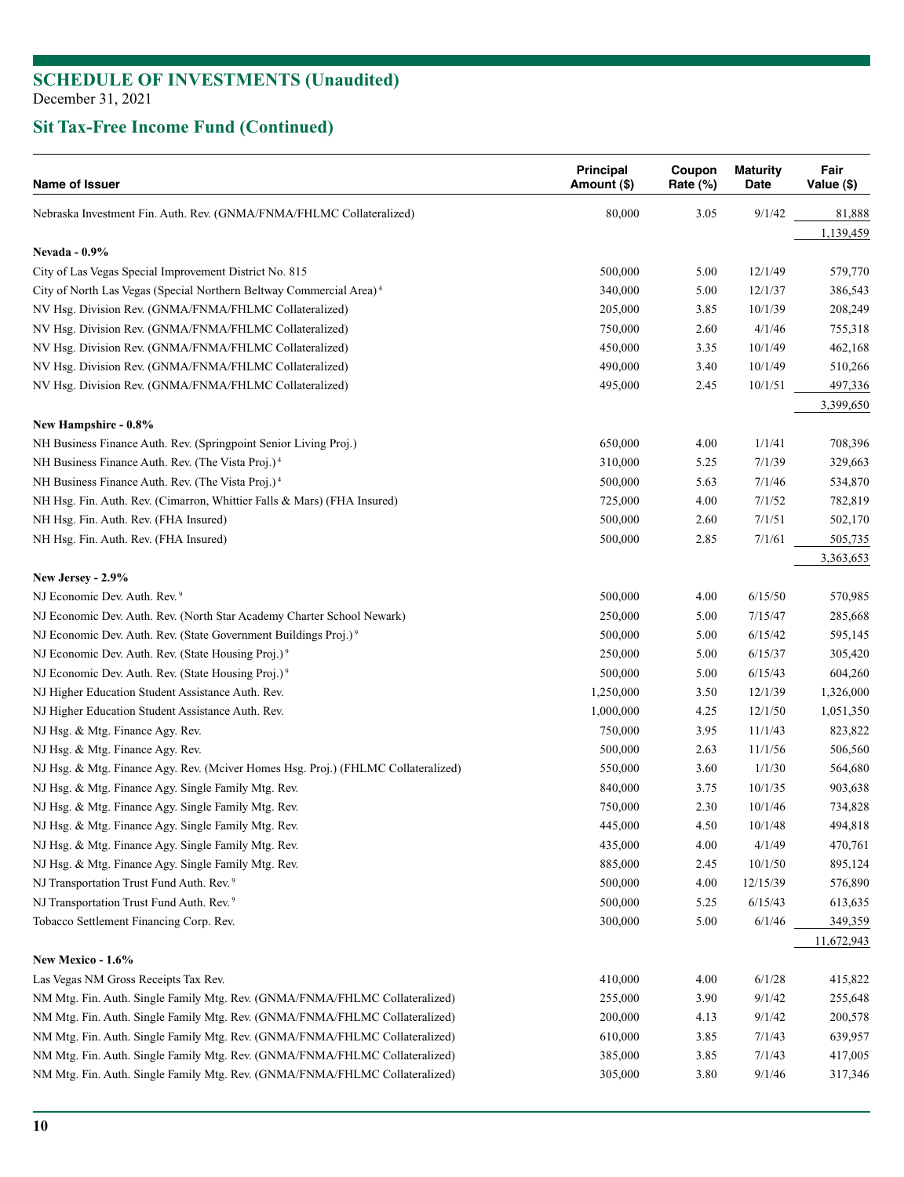## SCHEDULE OF INVESTMENTS (Unaudited)

December 31, 2021

## Sit Tax-Free Income Fund (Continued)

| Name of Issuer | Principal Amount ($) | Coupon Rate (%) | Maturity Date | Fair Value ($) |
|---|---|---|---|---|
| Nebraska Investment Fin. Auth. Rev. (GNMA/FNMA/FHLMC Collateralized) | 80,000 | 3.05 | 9/1/42 | 81,888 |
| | | | | 1,139,459 |
| **Nevada - 0.9%** | | | | |
| City of Las Vegas Special Improvement District No. 815 | 500,000 | 5.00 | 12/1/49 | 579,770 |
| City of North Las Vegas (Special Northern Beltway Commercial Area) [4] | 340,000 | 5.00 | 12/1/37 | 386,543 |
| NV Hsg. Division Rev. (GNMA/FNMA/FHLMC Collateralized) | 205,000 | 3.85 | 10/1/39 | 208,249 |
| NV Hsg. Division Rev. (GNMA/FNMA/FHLMC Collateralized) | 750,000 | 2.60 | 4/1/46 | 755,318 |
| NV Hsg. Division Rev. (GNMA/FNMA/FHLMC Collateralized) | 450,000 | 3.35 | 10/1/49 | 462,168 |
| NV Hsg. Division Rev. (GNMA/FNMA/FHLMC Collateralized) | 490,000 | 3.40 | 10/1/49 | 510,266 |
| NV Hsg. Division Rev. (GNMA/FNMA/FHLMC Collateralized) | 495,000 | 2.45 | 10/1/51 | 497,336 |
| | | | | 3,399,650 |
| **New Hampshire - 0.8%** | | | | |
| NH Business Finance Auth. Rev. (Springpoint Senior Living Proj.) | 650,000 | 4.00 | 1/1/41 | 708,396 |
| NH Business Finance Auth. Rev. (The Vista Proj.) [4] | 310,000 | 5.25 | 7/1/39 | 329,663 |
| NH Business Finance Auth. Rev. (The Vista Proj.) [4] | 500,000 | 5.63 | 7/1/46 | 534,870 |
| NH Hsg. Fin. Auth. Rev. (Cimarron, Whittier Falls & Mars) (FHA Insured) | 725,000 | 4.00 | 7/1/52 | 782,819 |
| NH Hsg. Fin. Auth. Rev. (FHA Insured) | 500,000 | 2.60 | 7/1/51 | 502,170 |
| NH Hsg. Fin. Auth. Rev. (FHA Insured) | 500,000 | 2.85 | 7/1/61 | 505,735 |
| | | | | 3,363,653 |
| **New Jersey - 2.9%** | | | | |
| NJ Economic Dev. Auth. Rev. [9] | 500,000 | 4.00 | 6/15/50 | 570,985 |
| NJ Economic Dev. Auth. Rev. (North Star Academy Charter School Newark) | 250,000 | 5.00 | 7/15/47 | 285,668 |
| NJ Economic Dev. Auth. Rev. (State Government Buildings Proj.) [9] | 500,000 | 5.00 | 6/15/42 | 595,145 |
| NJ Economic Dev. Auth. Rev. (State Housing Proj.) [9] | 250,000 | 5.00 | 6/15/37 | 305,420 |
| NJ Economic Dev. Auth. Rev. (State Housing Proj.) [9] | 500,000 | 5.00 | 6/15/43 | 604,260 |
| NJ Higher Education Student Assistance Auth. Rev. | 1,250,000 | 3.50 | 12/1/39 | 1,326,000 |
| NJ Higher Education Student Assistance Auth. Rev. | 1,000,000 | 4.25 | 12/1/50 | 1,051,350 |
| NJ Hsg. & Mtg. Finance Agy. Rev. | 750,000 | 3.95 | 11/1/43 | 823,822 |
| NJ Hsg. & Mtg. Finance Agy. Rev. | 500,000 | 2.63 | 11/1/56 | 506,560 |
| NJ Hsg. & Mtg. Finance Agy. Rev. (Mciver Homes Hsg. Proj.) (FHLMC Collateralized) | 550,000 | 3.60 | 1/1/30 | 564,680 |
| NJ Hsg. & Mtg. Finance Agy. Single Family Mtg. Rev. | 840,000 | 3.75 | 10/1/35 | 903,638 |
| NJ Hsg. & Mtg. Finance Agy. Single Family Mtg. Rev. | 750,000 | 2.30 | 10/1/46 | 734,828 |
| NJ Hsg. & Mtg. Finance Agy. Single Family Mtg. Rev. | 445,000 | 4.50 | 10/1/48 | 494,818 |
| NJ Hsg. & Mtg. Finance Agy. Single Family Mtg. Rev. | 435,000 | 4.00 | 4/1/49 | 470,761 |
| NJ Hsg. & Mtg. Finance Agy. Single Family Mtg. Rev. | 885,000 | 2.45 | 10/1/50 | 895,124 |
| NJ Transportation Trust Fund Auth. Rev. [9] | 500,000 | 4.00 | 12/15/39 | 576,890 |
| NJ Transportation Trust Fund Auth. Rev. [9] | 500,000 | 5.25 | 6/15/43 | 613,635 |
| Tobacco Settlement Financing Corp. Rev. | 300,000 | 5.00 | 6/1/46 | 349,359 |
| | | | | 11,672,943 |
| **New Mexico - 1.6%** | | | | |
| Las Vegas NM Gross Receipts Tax Rev. | 410,000 | 4.00 | 6/1/28 | 415,822 |
| NM Mtg. Fin. Auth. Single Family Mtg. Rev. (GNMA/FNMA/FHLMC Collateralized) | 255,000 | 3.90 | 9/1/42 | 255,648 |
| NM Mtg. Fin. Auth. Single Family Mtg. Rev. (GNMA/FNMA/FHLMC Collateralized) | 200,000 | 4.13 | 9/1/42 | 200,578 |
| NM Mtg. Fin. Auth. Single Family Mtg. Rev. (GNMA/FNMA/FHLMC Collateralized) | 610,000 | 3.85 | 7/1/43 | 639,957 |
| NM Mtg. Fin. Auth. Single Family Mtg. Rev. (GNMA/FNMA/FHLMC Collateralized) | 385,000 | 3.85 | 7/1/43 | 417,005 |
| NM Mtg. Fin. Auth. Single Family Mtg. Rev. (GNMA/FNMA/FHLMC Collateralized) | 305,000 | 3.80 | 9/1/46 | 317,346 |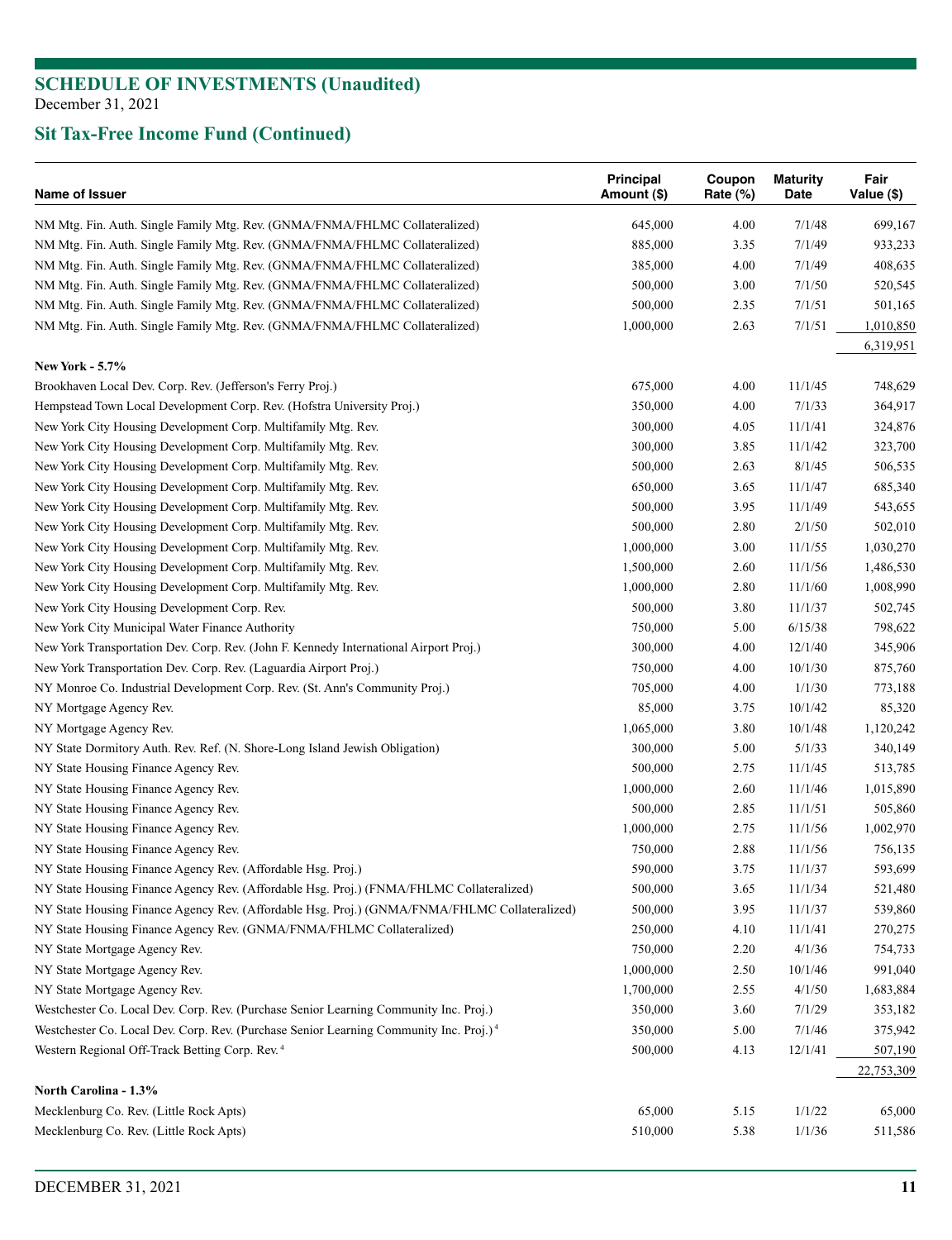## SCHEDULE OF INVESTMENTS (Unaudited)

December 31, 2021

## Sit Tax-Free Income Fund (Continued)

| Name of Issuer | Principal Amount ($) | Coupon Rate (%) | Maturity Date | Fair Value ($) |
|---|---|---|---|---|
| NM Mtg. Fin. Auth. Single Family Mtg. Rev. (GNMA/FNMA/FHLMC Collateralized) | 645,000 | 4.00 | 7/1/48 | 699,167 |
| NM Mtg. Fin. Auth. Single Family Mtg. Rev. (GNMA/FNMA/FHLMC Collateralized) | 885,000 | 3.35 | 7/1/49 | 933,233 |
| NM Mtg. Fin. Auth. Single Family Mtg. Rev. (GNMA/FNMA/FHLMC Collateralized) | 385,000 | 4.00 | 7/1/49 | 408,635 |
| NM Mtg. Fin. Auth. Single Family Mtg. Rev. (GNMA/FNMA/FHLMC Collateralized) | 500,000 | 3.00 | 7/1/50 | 520,545 |
| NM Mtg. Fin. Auth. Single Family Mtg. Rev. (GNMA/FNMA/FHLMC Collateralized) | 500,000 | 2.35 | 7/1/51 | 501,165 |
| NM Mtg. Fin. Auth. Single Family Mtg. Rev. (GNMA/FNMA/FHLMC Collateralized) | 1,000,000 | 2.63 | 7/1/51 | 1,010,850 |
| | | | | 6,319,951 |
| **New York - 5.7%** | | | | |
| Brookhaven Local Dev. Corp. Rev. (Jefferson's Ferry Proj.) | 675,000 | 4.00 | 11/1/45 | 748,629 |
| Hempstead Town Local Development Corp. Rev. (Hofstra University Proj.) | 350,000 | 4.00 | 7/1/33 | 364,917 |
| New York City Housing Development Corp. Multifamily Mtg. Rev. | 300,000 | 4.05 | 11/1/41 | 324,876 |
| New York City Housing Development Corp. Multifamily Mtg. Rev. | 300,000 | 3.85 | 11/1/42 | 323,700 |
| New York City Housing Development Corp. Multifamily Mtg. Rev. | 500,000 | 2.63 | 8/1/45 | 506,535 |
| New York City Housing Development Corp. Multifamily Mtg. Rev. | 650,000 | 3.65 | 11/1/47 | 685,340 |
| New York City Housing Development Corp. Multifamily Mtg. Rev. | 500,000 | 3.95 | 11/1/49 | 543,655 |
| New York City Housing Development Corp. Multifamily Mtg. Rev. | 500,000 | 2.80 | 2/1/50 | 502,010 |
| New York City Housing Development Corp. Multifamily Mtg. Rev. | 1,000,000 | 3.00 | 11/1/55 | 1,030,270 |
| New York City Housing Development Corp. Multifamily Mtg. Rev. | 1,500,000 | 2.60 | 11/1/56 | 1,486,530 |
| New York City Housing Development Corp. Multifamily Mtg. Rev. | 1,000,000 | 2.80 | 11/1/60 | 1,008,990 |
| New York City Housing Development Corp. Rev. | 500,000 | 3.80 | 11/1/37 | 502,745 |
| New York City Municipal Water Finance Authority | 750,000 | 5.00 | 6/15/38 | 798,622 |
| New York Transportation Dev. Corp. Rev. (John F. Kennedy International Airport Proj.) | 300,000 | 4.00 | 12/1/40 | 345,906 |
| New York Transportation Dev. Corp. Rev. (Laguardia Airport Proj.) | 750,000 | 4.00 | 10/1/30 | 875,760 |
| NY Monroe Co. Industrial Development Corp. Rev. (St. Ann's Community Proj.) | 705,000 | 4.00 | 1/1/30 | 773,188 |
| NY Mortgage Agency Rev. | 85,000 | 3.75 | 10/1/42 | 85,320 |
| NY Mortgage Agency Rev. | 1,065,000 | 3.80 | 10/1/48 | 1,120,242 |
| NY State Dormitory Auth. Rev. Ref. (N. Shore-Long Island Jewish Obligation) | 300,000 | 5.00 | 5/1/33 | 340,149 |
| NY State Housing Finance Agency Rev. | 500,000 | 2.75 | 11/1/45 | 513,785 |
| NY State Housing Finance Agency Rev. | 1,000,000 | 2.60 | 11/1/46 | 1,015,890 |
| NY State Housing Finance Agency Rev. | 500,000 | 2.85 | 11/1/51 | 505,860 |
| NY State Housing Finance Agency Rev. | 1,000,000 | 2.75 | 11/1/56 | 1,002,970 |
| NY State Housing Finance Agency Rev. | 750,000 | 2.88 | 11/1/56 | 756,135 |
| NY State Housing Finance Agency Rev. (Affordable Hsg. Proj.) | 590,000 | 3.75 | 11/1/37 | 593,699 |
| NY State Housing Finance Agency Rev. (Affordable Hsg. Proj.) (FNMA/FHLMC Collateralized) | 500,000 | 3.65 | 11/1/34 | 521,480 |
| NY State Housing Finance Agency Rev. (Affordable Hsg. Proj.) (GNMA/FNMA/FHLMC Collateralized) | 500,000 | 3.95 | 11/1/37 | 539,860 |
| NY State Housing Finance Agency Rev. (GNMA/FNMA/FHLMC Collateralized) | 250,000 | 4.10 | 11/1/41 | 270,275 |
| NY State Mortgage Agency Rev. | 750,000 | 2.20 | 4/1/36 | 754,733 |
| NY State Mortgage Agency Rev. | 1,000,000 | 2.50 | 10/1/46 | 991,040 |
| NY State Mortgage Agency Rev. | 1,700,000 | 2.55 | 4/1/50 | 1,683,884 |
| Westchester Co. Local Dev. Corp. Rev. (Purchase Senior Learning Community Inc. Proj.) | 350,000 | 3.60 | 7/1/29 | 353,182 |
| Westchester Co. Local Dev. Corp. Rev. (Purchase Senior Learning Community Inc. Proj.) [4] | 350,000 | 5.00 | 7/1/46 | 375,942 |
| Western Regional Off-Track Betting Corp. Rev. [4] | 500,000 | 4.13 | 12/1/41 | 507,190 |
| | | | | 22,753,309 |
| **North Carolina - 1.3%** | | | | |
| Mecklenburg Co. Rev. (Little Rock Apts) | 65,000 | 5.15 | 1/1/22 | 65,000 |
| Mecklenburg Co. Rev. (Little Rock Apts) | 510,000 | 5.38 | 1/1/36 | 511,586 |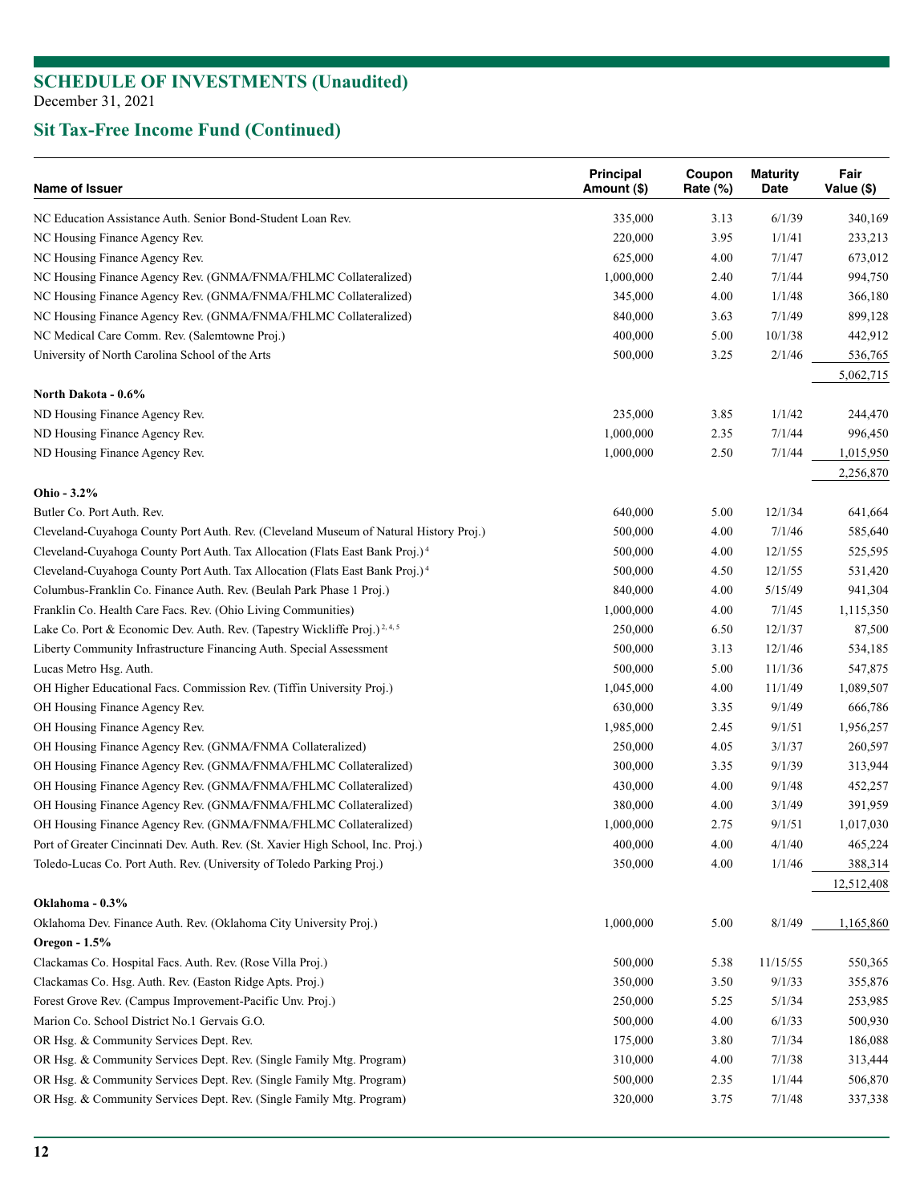## SCHEDULE OF INVESTMENTS (Unaudited)

December 31, 2021

## Sit Tax-Free Income Fund (Continued)

| Name of Issuer | Principal Amount ($) | Coupon Rate (%) | Maturity Date | Fair Value ($) |
|---|---|---|---|---|
| NC Education Assistance Auth. Senior Bond-Student Loan Rev. | 335,000 | 3.13 | 6/1/39 | 340,169 |
| NC Housing Finance Agency Rev. | 220,000 | 3.95 | 1/1/41 | 233,213 |
| NC Housing Finance Agency Rev. | 625,000 | 4.00 | 7/1/47 | 673,012 |
| NC Housing Finance Agency Rev. (GNMA/FNMA/FHLMC Collateralized) | 1,000,000 | 2.40 | 7/1/44 | 994,750 |
| NC Housing Finance Agency Rev. (GNMA/FNMA/FHLMC Collateralized) | 345,000 | 4.00 | 1/1/48 | 366,180 |
| NC Housing Finance Agency Rev. (GNMA/FNMA/FHLMC Collateralized) | 840,000 | 3.63 | 7/1/49 | 899,128 |
| NC Medical Care Comm. Rev. (Salemtowne Proj.) | 400,000 | 5.00 | 10/1/38 | 442,912 |
| University of North Carolina School of the Arts | 500,000 | 3.25 | 2/1/46 | 536,765 |
| | | | | 5,062,715 |
| **North Dakota - 0.6%** | | | | |
| ND Housing Finance Agency Rev. | 235,000 | 3.85 | 1/1/42 | 244,470 |
| ND Housing Finance Agency Rev. | 1,000,000 | 2.35 | 7/1/44 | 996,450 |
| ND Housing Finance Agency Rev. | 1,000,000 | 2.50 | 7/1/44 | 1,015,950 |
| | | | | 2,256,870 |
| **Ohio - 3.2%** | | | | |
| Butler Co. Port Auth. Rev. | 640,000 | 5.00 | 12/1/34 | 641,664 |
| Cleveland-Cuyahoga County Port Auth. Rev. (Cleveland Museum of Natural History Proj.) | 500,000 | 4.00 | 7/1/46 | 585,640 |
| Cleveland-Cuyahoga County Port Auth. Tax Allocation (Flats East Bank Proj.) [4] | 500,000 | 4.00 | 12/1/55 | 525,595 |
| Cleveland-Cuyahoga County Port Auth. Tax Allocation (Flats East Bank Proj.) [4] | 500,000 | 4.50 | 12/1/55 | 531,420 |
| Columbus-Franklin Co. Finance Auth. Rev. (Beulah Park Phase 1 Proj.) | 840,000 | 4.00 | 5/15/49 | 941,304 |
| Franklin Co. Health Care Facs. Rev. (Ohio Living Communities) | 1,000,000 | 4.00 | 7/1/45 | 1,115,350 |
| Lake Co. Port & Economic Dev. Auth. Rev. (Tapestry Wickliffe Proj.) [2, 4, 5] | 250,000 | 6.50 | 12/1/37 | 87,500 |
| Liberty Community Infrastructure Financing Auth. Special Assessment | 500,000 | 3.13 | 12/1/46 | 534,185 |
| Lucas Metro Hsg. Auth. | 500,000 | 5.00 | 11/1/36 | 547,875 |
| OH Higher Educational Facs. Commission Rev. (Tiffin University Proj.) | 1,045,000 | 4.00 | 11/1/49 | 1,089,507 |
| OH Housing Finance Agency Rev. | 630,000 | 3.35 | 9/1/49 | 666,786 |
| OH Housing Finance Agency Rev. | 1,985,000 | 2.45 | 9/1/51 | 1,956,257 |
| OH Housing Finance Agency Rev. (GNMA/FNMA Collateralized) | 250,000 | 4.05 | 3/1/37 | 260,597 |
| OH Housing Finance Agency Rev. (GNMA/FNMA/FHLMC Collateralized) | 300,000 | 3.35 | 9/1/39 | 313,944 |
| OH Housing Finance Agency Rev. (GNMA/FNMA/FHLMC Collateralized) | 430,000 | 4.00 | 9/1/48 | 452,257 |
| OH Housing Finance Agency Rev. (GNMA/FNMA/FHLMC Collateralized) | 380,000 | 4.00 | 3/1/49 | 391,959 |
| OH Housing Finance Agency Rev. (GNMA/FNMA/FHLMC Collateralized) | 1,000,000 | 2.75 | 9/1/51 | 1,017,030 |
| Port of Greater Cincinnati Dev. Auth. Rev. (St. Xavier High School, Inc. Proj.) | 400,000 | 4.00 | 4/1/40 | 465,224 |
| Toledo-Lucas Co. Port Auth. Rev. (University of Toledo Parking Proj.) | 350,000 | 4.00 | 1/1/46 | 388,314 |
| | | | | 12,512,408 |
| **Oklahoma - 0.3%** | | | | |
| Oklahoma Dev. Finance Auth. Rev. (Oklahoma City University Proj.) | 1,000,000 | 5.00 | 8/1/49 | 1,165,860 |
| **Oregon - 1.5%** | | | | |
| Clackamas Co. Hospital Facs. Auth. Rev. (Rose Villa Proj.) | 500,000 | 5.38 | 11/15/55 | 550,365 |
| Clackamas Co. Hsg. Auth. Rev. (Easton Ridge Apts. Proj.) | 350,000 | 3.50 | 9/1/33 | 355,876 |
| Forest Grove Rev. (Campus Improvement-Pacific Unv. Proj.) | 250,000 | 5.25 | 5/1/34 | 253,985 |
| Marion Co. School District No.1 Gervais G.O. | 500,000 | 4.00 | 6/1/33 | 500,930 |
| OR Hsg. & Community Services Dept. Rev. | 175,000 | 3.80 | 7/1/34 | 186,088 |
| OR Hsg. & Community Services Dept. Rev. (Single Family Mtg. Program) | 310,000 | 4.00 | 7/1/38 | 313,444 |
| OR Hsg. & Community Services Dept. Rev. (Single Family Mtg. Program) | 500,000 | 2.35 | 1/1/44 | 506,870 |
| OR Hsg. & Community Services Dept. Rev. (Single Family Mtg. Program) | 320,000 | 3.75 | 7/1/48 | 337,338 |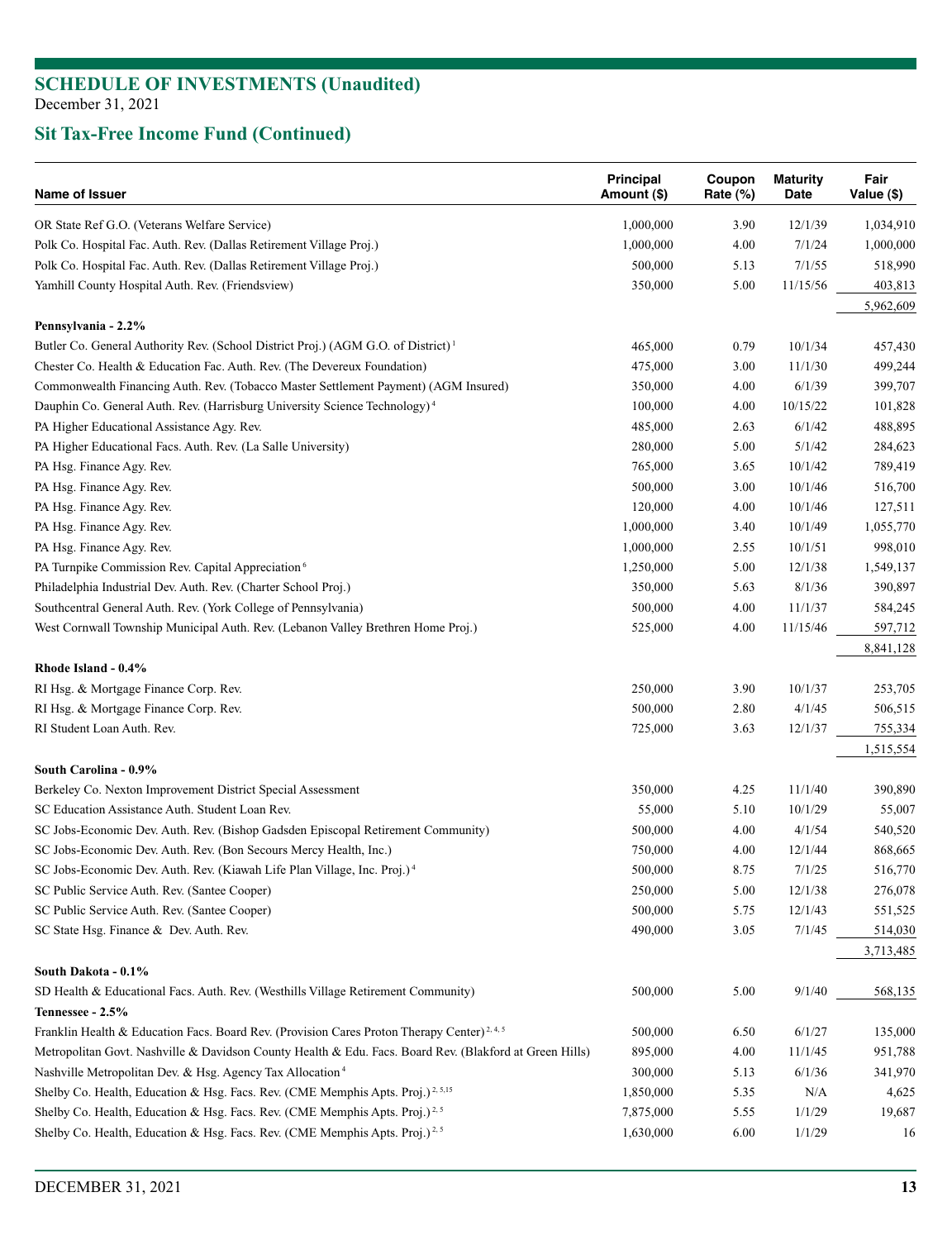## SCHEDULE OF INVESTMENTS (Unaudited)

December 31, 2021

## Sit Tax-Free Income Fund (Continued)

| Name of Issuer | Principal Amount ($) | Coupon Rate (%) | Maturity Date | Fair Value ($) |
|---|---|---|---|---|
| OR State Ref G.O. (Veterans Welfare Service) | 1,000,000 | 3.90 | 12/1/39 | 1,034,910 |
| Polk Co. Hospital Fac. Auth. Rev. (Dallas Retirement Village Proj.) | 1,000,000 | 4.00 | 7/1/24 | 1,000,000 |
| Polk Co. Hospital Fac. Auth. Rev. (Dallas Retirement Village Proj.) | 500,000 | 5.13 | 7/1/55 | 518,990 |
| Yamhill County Hospital Auth. Rev. (Friendsview) | 350,000 | 5.00 | 11/15/56 | 403,813 |
| | | | | 5,962,609 |
| **Pennsylvania - 2.2%** | | | | |
| Butler Co. General Authority Rev. (School District Proj.) (AGM G.O. of District)[1] | 465,000 | 0.79 | 10/1/34 | 457,430 |
| Chester Co. Health & Education Fac. Auth. Rev. (The Devereux Foundation) | 475,000 | 3.00 | 11/1/30 | 499,244 |
| Commonwealth Financing Auth. Rev. (Tobacco Master Settlement Payment) (AGM Insured) | 350,000 | 4.00 | 6/1/39 | 399,707 |
| Dauphin Co. General Auth. Rev. (Harrisburg University Science Technology)[4] | 100,000 | 4.00 | 10/15/22 | 101,828 |
| PA Higher Educational Assistance Agy. Rev. | 485,000 | 2.63 | 6/1/42 | 488,895 |
| PA Higher Educational Facs. Auth. Rev. (La Salle University) | 280,000 | 5.00 | 5/1/42 | 284,623 |
| PA Hsg. Finance Agy. Rev. | 765,000 | 3.65 | 10/1/42 | 789,419 |
| PA Hsg. Finance Agy. Rev. | 500,000 | 3.00 | 10/1/46 | 516,700 |
| PA Hsg. Finance Agy. Rev. | 120,000 | 4.00 | 10/1/46 | 127,511 |
| PA Hsg. Finance Agy. Rev. | 1,000,000 | 3.40 | 10/1/49 | 1,055,770 |
| PA Hsg. Finance Agy. Rev. | 1,000,000 | 2.55 | 10/1/51 | 998,010 |
| PA Turnpike Commission Rev. Capital Appreciation[6] | 1,250,000 | 5.00 | 12/1/38 | 1,549,137 |
| Philadelphia Industrial Dev. Auth. Rev. (Charter School Proj.) | 350,000 | 5.63 | 8/1/36 | 390,897 |
| Southcentral General Auth. Rev. (York College of Pennsylvania) | 500,000 | 4.00 | 11/1/37 | 584,245 |
| West Cornwall Township Municipal Auth. Rev. (Lebanon Valley Brethren Home Proj.) | 525,000 | 4.00 | 11/15/46 | 597,712 |
| | | | | 8,841,128 |
| **Rhode Island - 0.4%** | | | | |
| RI Hsg. & Mortgage Finance Corp. Rev. | 250,000 | 3.90 | 10/1/37 | 253,705 |
| RI Hsg. & Mortgage Finance Corp. Rev. | 500,000 | 2.80 | 4/1/45 | 506,515 |
| RI Student Loan Auth. Rev. | 725,000 | 3.63 | 12/1/37 | 755,334 |
| | | | | 1,515,554 |
| **South Carolina - 0.9%** | | | | |
| Berkeley Co. Nexton Improvement District Special Assessment | 350,000 | 4.25 | 11/1/40 | 390,890 |
| SC Education Assistance Auth. Student Loan Rev. | 55,000 | 5.10 | 10/1/29 | 55,007 |
| SC Jobs-Economic Dev. Auth. Rev. (Bishop Gadsden Episcopal Retirement Community) | 500,000 | 4.00 | 4/1/54 | 540,520 |
| SC Jobs-Economic Dev. Auth. Rev. (Bon Secours Mercy Health, Inc.) | 750,000 | 4.00 | 12/1/44 | 868,665 |
| SC Jobs-Economic Dev. Auth. Rev. (Kiawah Life Plan Village, Inc. Proj.)[4] | 500,000 | 8.75 | 7/1/25 | 516,770 |
| SC Public Service Auth. Rev. (Santee Cooper) | 250,000 | 5.00 | 12/1/38 | 276,078 |
| SC Public Service Auth. Rev. (Santee Cooper) | 500,000 | 5.75 | 12/1/43 | 551,525 |
| SC State Hsg. Finance & Dev. Auth. Rev. | 490,000 | 3.05 | 7/1/45 | 514,030 |
| | | | | 3,713,485 |
| **South Dakota - 0.1%** | | | | |
| SD Health & Educational Facs. Auth. Rev. (Westhills Village Retirement Community) | 500,000 | 5.00 | 9/1/40 | 568,135 |
| **Tennessee - 2.5%** | | | | |
| Franklin Health & Education Facs. Board Rev. (Provision Cares Proton Therapy Center)[2, 4, 5] | 500,000 | 6.50 | 6/1/27 | 135,000 |
| Metropolitan Govt. Nashville & Davidson County Health & Edu. Facs. Board Rev. (Blakford at Green Hills) | 895,000 | 4.00 | 11/1/45 | 951,788 |
| Nashville Metropolitan Dev. & Hsg. Agency Tax Allocation[4] | 300,000 | 5.13 | 6/1/36 | 341,970 |
| Shelby Co. Health, Education & Hsg. Facs. Rev. (CME Memphis Apts. Proj.)[2, 5,15] | 1,850,000 | 5.35 | N/A | 4,625 |
| Shelby Co. Health, Education & Hsg. Facs. Rev. (CME Memphis Apts. Proj.)[2, 5] | 7,875,000 | 5.55 | 1/1/29 | 19,687 |
| Shelby Co. Health, Education & Hsg. Facs. Rev. (CME Memphis Apts. Proj.)[2, 5] | 1,630,000 | 6.00 | 1/1/29 | 16 |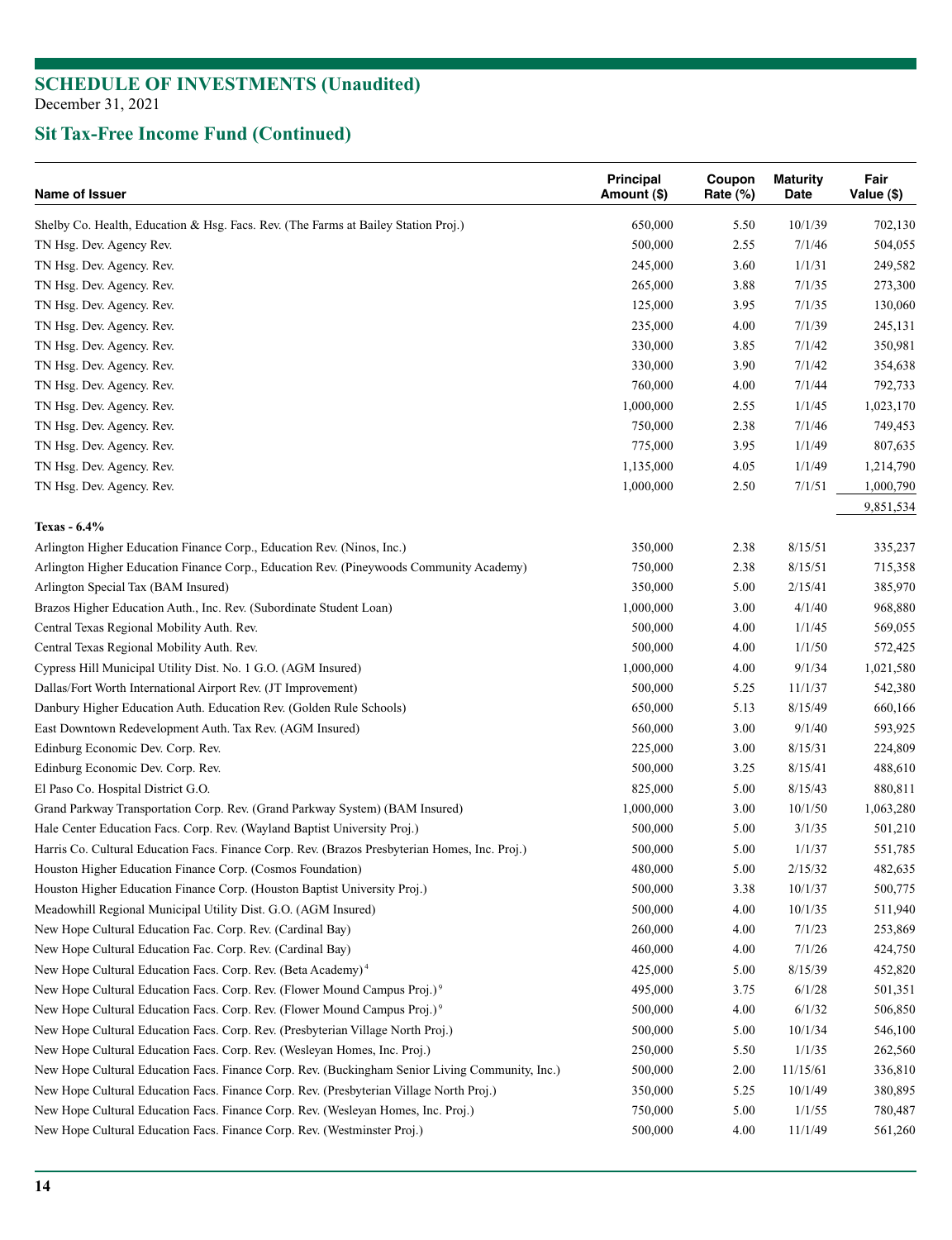## SCHEDULE OF INVESTMENTS (Unaudited)

December 31, 2021

## Sit Tax-Free Income Fund (Continued)

| Name of Issuer | Principal Amount ($) | Coupon Rate (%) | Maturity Date | Fair Value ($) |
|---|---|---|---|---|
| Shelby Co. Health, Education & Hsg. Facs. Rev. (The Farms at Bailey Station Proj.) | 650,000 | 5.50 | 10/1/39 | 702,130 |
| TN Hsg. Dev. Agency Rev. | 500,000 | 2.55 | 7/1/46 | 504,055 |
| TN Hsg. Dev. Agency. Rev. | 245,000 | 3.60 | 1/1/31 | 249,582 |
| TN Hsg. Dev. Agency. Rev. | 265,000 | 3.88 | 7/1/35 | 273,300 |
| TN Hsg. Dev. Agency. Rev. | 125,000 | 3.95 | 7/1/35 | 130,060 |
| TN Hsg. Dev. Agency. Rev. | 235,000 | 4.00 | 7/1/39 | 245,131 |
| TN Hsg. Dev. Agency. Rev. | 330,000 | 3.85 | 7/1/42 | 350,981 |
| TN Hsg. Dev. Agency. Rev. | 330,000 | 3.90 | 7/1/42 | 354,638 |
| TN Hsg. Dev. Agency. Rev. | 760,000 | 4.00 | 7/1/44 | 792,733 |
| TN Hsg. Dev. Agency. Rev. | 1,000,000 | 2.55 | 1/1/45 | 1,023,170 |
| TN Hsg. Dev. Agency. Rev. | 750,000 | 2.38 | 7/1/46 | 749,453 |
| TN Hsg. Dev. Agency. Rev. | 775,000 | 3.95 | 1/1/49 | 807,635 |
| TN Hsg. Dev. Agency. Rev. | 1,135,000 | 4.05 | 1/1/49 | 1,214,790 |
| TN Hsg. Dev. Agency. Rev. | 1,000,000 | 2.50 | 7/1/51 | 1,000,790 |
| | | | | 9,851,534 |
| **Texas - 6.4%** | | | | |
| Arlington Higher Education Finance Corp., Education Rev. (Ninos, Inc.) | 350,000 | 2.38 | 8/15/51 | 335,237 |
| Arlington Higher Education Finance Corp., Education Rev. (Pineywoods Community Academy) | 750,000 | 2.38 | 8/15/51 | 715,358 |
| Arlington Special Tax (BAM Insured) | 350,000 | 5.00 | 2/15/41 | 385,970 |
| Brazos Higher Education Auth., Inc. Rev. (Subordinate Student Loan) | 1,000,000 | 3.00 | 4/1/40 | 968,880 |
| Central Texas Regional Mobility Auth. Rev. | 500,000 | 4.00 | 1/1/45 | 569,055 |
| Central Texas Regional Mobility Auth. Rev. | 500,000 | 4.00 | 1/1/50 | 572,425 |
| Cypress Hill Municipal Utility Dist. No. 1 G.O. (AGM Insured) | 1,000,000 | 4.00 | 9/1/34 | 1,021,580 |
| Dallas/Fort Worth International Airport Rev. (JT Improvement) | 500,000 | 5.25 | 11/1/37 | 542,380 |
| Danbury Higher Education Auth. Education Rev. (Golden Rule Schools) | 650,000 | 5.13 | 8/15/49 | 660,166 |
| East Downtown Redevelopment Auth. Tax Rev. (AGM Insured) | 560,000 | 3.00 | 9/1/40 | 593,925 |
| Edinburg Economic Dev. Corp. Rev. | 225,000 | 3.00 | 8/15/31 | 224,809 |
| Edinburg Economic Dev. Corp. Rev. | 500,000 | 3.25 | 8/15/41 | 488,610 |
| El Paso Co. Hospital District G.O. | 825,000 | 5.00 | 8/15/43 | 880,811 |
| Grand Parkway Transportation Corp. Rev. (Grand Parkway System) (BAM Insured) | 1,000,000 | 3.00 | 10/1/50 | 1,063,280 |
| Hale Center Education Facs. Corp. Rev. (Wayland Baptist University Proj.) | 500,000 | 5.00 | 3/1/35 | 501,210 |
| Harris Co. Cultural Education Facs. Finance Corp. Rev. (Brazos Presbyterian Homes, Inc. Proj.) | 500,000 | 5.00 | 1/1/37 | 551,785 |
| Houston Higher Education Finance Corp. (Cosmos Foundation) | 480,000 | 5.00 | 2/15/32 | 482,635 |
| Houston Higher Education Finance Corp. (Houston Baptist University Proj.) | 500,000 | 3.38 | 10/1/37 | 500,775 |
| Meadowhill Regional Municipal Utility Dist. G.O. (AGM Insured) | 500,000 | 4.00 | 10/1/35 | 511,940 |
| New Hope Cultural Education Fac. Corp. Rev. (Cardinal Bay) | 260,000 | 4.00 | 7/1/23 | 253,869 |
| New Hope Cultural Education Fac. Corp. Rev. (Cardinal Bay) | 460,000 | 4.00 | 7/1/26 | 424,750 |
| New Hope Cultural Education Facs. Corp. Rev. (Beta Academy) [4] | 425,000 | 5.00 | 8/15/39 | 452,820 |
| New Hope Cultural Education Facs. Corp. Rev. (Flower Mound Campus Proj.) [9] | 495,000 | 3.75 | 6/1/28 | 501,351 |
| New Hope Cultural Education Facs. Corp. Rev. (Flower Mound Campus Proj.) [9] | 500,000 | 4.00 | 6/1/32 | 506,850 |
| New Hope Cultural Education Facs. Corp. Rev. (Presbyterian Village North Proj.) | 500,000 | 5.00 | 10/1/34 | 546,100 |
| New Hope Cultural Education Facs. Corp. Rev. (Wesleyan Homes, Inc. Proj.) | 250,000 | 5.50 | 1/1/35 | 262,560 |
| New Hope Cultural Education Facs. Finance Corp. Rev. (Buckingham Senior Living Community, Inc.) | 500,000 | 2.00 | 11/15/61 | 336,810 |
| New Hope Cultural Education Facs. Finance Corp. Rev. (Presbyterian Village North Proj.) | 350,000 | 5.25 | 10/1/49 | 380,895 |
| New Hope Cultural Education Facs. Finance Corp. Rev. (Wesleyan Homes, Inc. Proj.) | 750,000 | 5.00 | 1/1/55 | 780,487 |
| New Hope Cultural Education Facs. Finance Corp. Rev. (Westminster Proj.) | 500,000 | 4.00 | 11/1/49 | 561,260 |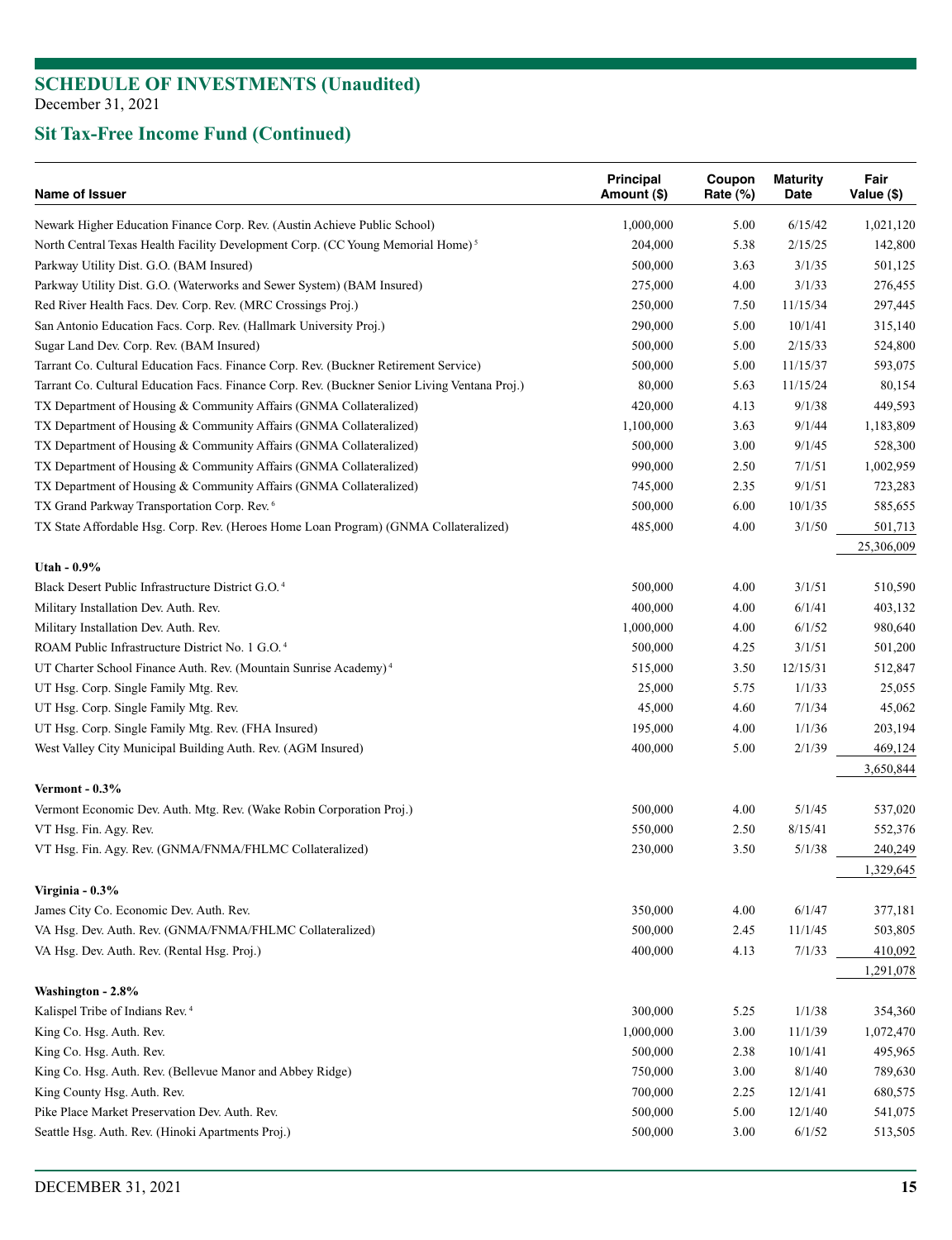## SCHEDULE OF INVESTMENTS (Unaudited)

December 31, 2021

## Sit Tax-Free Income Fund (Continued)

| Name of Issuer | Principal Amount ($) | Coupon Rate (%) | Maturity Date | Fair Value ($) |
|---|---|---|---|---|
| Newark Higher Education Finance Corp. Rev. (Austin Achieve Public School) | 1,000,000 | 5.00 | 6/15/42 | 1,021,120 |
| North Central Texas Health Facility Development Corp. (CC Young Memorial Home) [5] | 204,000 | 5.38 | 2/15/25 | 142,800 |
| Parkway Utility Dist. G.O. (BAM Insured) | 500,000 | 3.63 | 3/1/35 | 501,125 |
| Parkway Utility Dist. G.O. (Waterworks and Sewer System) (BAM Insured) | 275,000 | 4.00 | 3/1/33 | 276,455 |
| Red River Health Facs. Dev. Corp. Rev. (MRC Crossings Proj.) | 250,000 | 7.50 | 11/15/34 | 297,445 |
| San Antonio Education Facs. Corp. Rev. (Hallmark University Proj.) | 290,000 | 5.00 | 10/1/41 | 315,140 |
| Sugar Land Dev. Corp. Rev. (BAM Insured) | 500,000 | 5.00 | 2/15/33 | 524,800 |
| Tarrant Co. Cultural Education Facs. Finance Corp. Rev. (Buckner Retirement Service) | 500,000 | 5.00 | 11/15/37 | 593,075 |
| Tarrant Co. Cultural Education Facs. Finance Corp. Rev. (Buckner Senior Living Ventana Proj.) | 80,000 | 5.63 | 11/15/24 | 80,154 |
| TX Department of Housing & Community Affairs (GNMA Collateralized) | 420,000 | 4.13 | 9/1/38 | 449,593 |
| TX Department of Housing & Community Affairs (GNMA Collateralized) | 1,100,000 | 3.63 | 9/1/44 | 1,183,809 |
| TX Department of Housing & Community Affairs (GNMA Collateralized) | 500,000 | 3.00 | 9/1/45 | 528,300 |
| TX Department of Housing & Community Affairs (GNMA Collateralized) | 990,000 | 2.50 | 7/1/51 | 1,002,959 |
| TX Department of Housing & Community Affairs (GNMA Collateralized) | 745,000 | 2.35 | 9/1/51 | 723,283 |
| TX Grand Parkway Transportation Corp. Rev. [6] | 500,000 | 6.00 | 10/1/35 | 585,655 |
| TX State Affordable Hsg. Corp. Rev. (Heroes Home Loan Program) (GNMA Collateralized) | 485,000 | 4.00 | 3/1/50 | 501,713 |
| | | | | 25,306,009 |
| **Utah - 0.9%** | | | | |
| Black Desert Public Infrastructure District G.O. [4] | 500,000 | 4.00 | 3/1/51 | 510,590 |
| Military Installation Dev. Auth. Rev. | 400,000 | 4.00 | 6/1/41 | 403,132 |
| Military Installation Dev. Auth. Rev. | 1,000,000 | 4.00 | 6/1/52 | 980,640 |
| ROAM Public Infrastructure District No. 1 G.O. [4] | 500,000 | 4.25 | 3/1/51 | 501,200 |
| UT Charter School Finance Auth. Rev. (Mountain Sunrise Academy) [4] | 515,000 | 3.50 | 12/15/31 | 512,847 |
| UT Hsg. Corp. Single Family Mtg. Rev. | 25,000 | 5.75 | 1/1/33 | 25,055 |
| UT Hsg. Corp. Single Family Mtg. Rev. | 45,000 | 4.60 | 7/1/34 | 45,062 |
| UT Hsg. Corp. Single Family Mtg. Rev. (FHA Insured) | 195,000 | 4.00 | 1/1/36 | 203,194 |
| West Valley City Municipal Building Auth. Rev. (AGM Insured) | 400,000 | 5.00 | 2/1/39 | 469,124 |
| | | | | 3,650,844 |
| **Vermont - 0.3%** | | | | |
| Vermont Economic Dev. Auth. Mtg. Rev. (Wake Robin Corporation Proj.) | 500,000 | 4.00 | 5/1/45 | 537,020 |
| VT Hsg. Fin. Agy. Rev. | 550,000 | 2.50 | 8/15/41 | 552,376 |
| VT Hsg. Fin. Agy. Rev. (GNMA/FNMA/FHLMC Collateralized) | 230,000 | 3.50 | 5/1/38 | 240,249 |
| | | | | 1,329,645 |
| **Virginia - 0.3%** | | | | |
| James City Co. Economic Dev. Auth. Rev. | 350,000 | 4.00 | 6/1/47 | 377,181 |
| VA Hsg. Dev. Auth. Rev. (GNMA/FNMA/FHLMC Collateralized) | 500,000 | 2.45 | 11/1/45 | 503,805 |
| VA Hsg. Dev. Auth. Rev. (Rental Hsg. Proj.) | 400,000 | 4.13 | 7/1/33 | 410,092 |
| | | | | 1,291,078 |
| **Washington - 2.8%** | | | | |
| Kalispel Tribe of Indians Rev. [4] | 300,000 | 5.25 | 1/1/38 | 354,360 |
| King Co. Hsg. Auth. Rev. | 1,000,000 | 3.00 | 11/1/39 | 1,072,470 |
| King Co. Hsg. Auth. Rev. | 500,000 | 2.38 | 10/1/41 | 495,965 |
| King Co. Hsg. Auth. Rev. (Bellevue Manor and Abbey Ridge) | 750,000 | 3.00 | 8/1/40 | 789,630 |
| King County Hsg. Auth. Rev. | 700,000 | 2.25 | 12/1/41 | 680,575 |
| Pike Place Market Preservation Dev. Auth. Rev. | 500,000 | 5.00 | 12/1/40 | 541,075 |
| Seattle Hsg. Auth. Rev. (Hinoki Apartments Proj.) | 500,000 | 3.00 | 6/1/52 | 513,505 |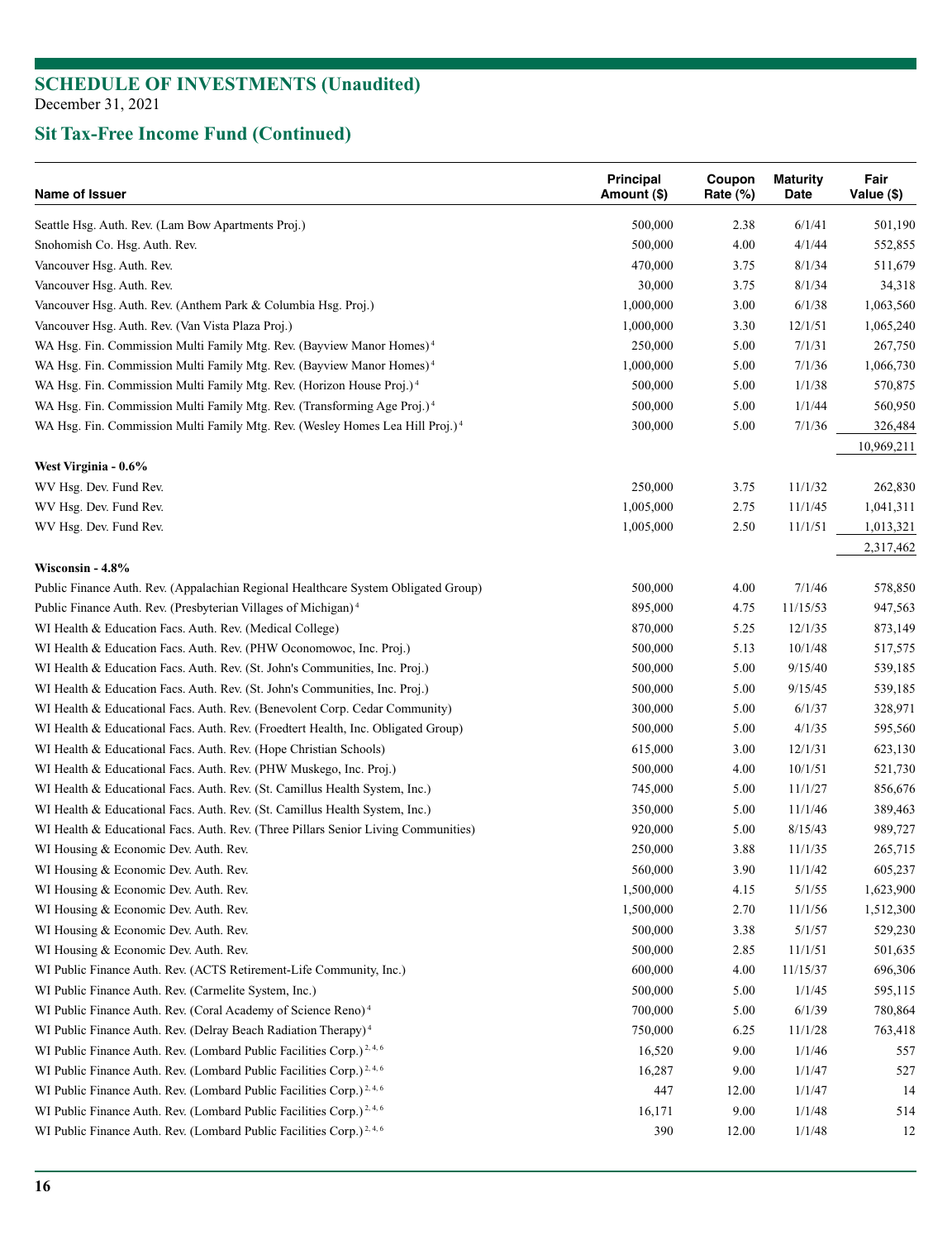# SCHEDULE OF INVESTMENTS (Unaudited)

December 31, 2021

## Sit Tax-Free Income Fund (Continued)

| Name of Issuer | Principal Amount ($) | Coupon Rate (%) | Maturity Date | Fair Value ($) |
|---|---|---|---|---|
| Seattle Hsg. Auth. Rev. (Lam Bow Apartments Proj.) | 500,000 | 2.38 | 6/1/41 | 501,190 |
| Snohomish Co. Hsg. Auth. Rev. | 500,000 | 4.00 | 4/1/44 | 552,855 |
| Vancouver Hsg. Auth. Rev. | 470,000 | 3.75 | 8/1/34 | 511,679 |
| Vancouver Hsg. Auth. Rev. | 30,000 | 3.75 | 8/1/34 | 34,318 |
| Vancouver Hsg. Auth. Rev. (Anthem Park & Columbia Hsg. Proj.) | 1,000,000 | 3.00 | 6/1/38 | 1,063,560 |
| Vancouver Hsg. Auth. Rev. (Van Vista Plaza Proj.) | 1,000,000 | 3.30 | 12/1/51 | 1,065,240 |
| WA Hsg. Fin. Commission Multi Family Mtg. Rev. (Bayview Manor Homes) [4] | 250,000 | 5.00 | 7/1/31 | 267,750 |
| WA Hsg. Fin. Commission Multi Family Mtg. Rev. (Bayview Manor Homes) [4] | 1,000,000 | 5.00 | 7/1/36 | 1,066,730 |
| WA Hsg. Fin. Commission Multi Family Mtg. Rev. (Horizon House Proj.) [4] | 500,000 | 5.00 | 1/1/38 | 570,875 |
| WA Hsg. Fin. Commission Multi Family Mtg. Rev. (Transforming Age Proj.) [4] | 500,000 | 5.00 | 1/1/44 | 560,950 |
| WA Hsg. Fin. Commission Multi Family Mtg. Rev. (Wesley Homes Lea Hill Proj.) [4] | 300,000 | 5.00 | 7/1/36 | 326,484 |
| | | | | 10,969,211 |
| **West Virginia - 0.6%** | | | | |
| WV Hsg. Dev. Fund Rev. | 250,000 | 3.75 | 11/1/32 | 262,830 |
| WV Hsg. Dev. Fund Rev. | 1,005,000 | 2.75 | 11/1/45 | 1,041,311 |
| WV Hsg. Dev. Fund Rev. | 1,005,000 | 2.50 | 11/1/51 | 1,013,321 |
| | | | | 2,317,462 |
| **Wisconsin - 4.8%** | | | | |
| Public Finance Auth. Rev. (Appalachian Regional Healthcare System Obligated Group) | 500,000 | 4.00 | 7/1/46 | 578,850 |
| Public Finance Auth. Rev. (Presbyterian Villages of Michigan) [4] | 895,000 | 4.75 | 11/15/53 | 947,563 |
| WI Health & Education Facs. Auth. Rev. (Medical College) | 870,000 | 5.25 | 12/1/35 | 873,149 |
| WI Health & Education Facs. Auth. Rev. (PHW Oconomowoc, Inc. Proj.) | 500,000 | 5.13 | 10/1/48 | 517,575 |
| WI Health & Education Facs. Auth. Rev. (St. John's Communities, Inc. Proj.) | 500,000 | 5.00 | 9/15/40 | 539,185 |
| WI Health & Education Facs. Auth. Rev. (St. John's Communities, Inc. Proj.) | 500,000 | 5.00 | 9/15/45 | 539,185 |
| WI Health & Educational Facs. Auth. Rev. (Benevolent Corp. Cedar Community) | 300,000 | 5.00 | 6/1/37 | 328,971 |
| WI Health & Educational Facs. Auth. Rev. (Froedtert Health, Inc. Obligated Group) | 500,000 | 5.00 | 4/1/35 | 595,560 |
| WI Health & Educational Facs. Auth. Rev. (Hope Christian Schools) | 615,000 | 3.00 | 12/1/31 | 623,130 |
| WI Health & Educational Facs. Auth. Rev. (PHW Muskego, Inc. Proj.) | 500,000 | 4.00 | 10/1/51 | 521,730 |
| WI Health & Educational Facs. Auth. Rev. (St. Camillus Health System, Inc.) | 745,000 | 5.00 | 11/1/27 | 856,676 |
| WI Health & Educational Facs. Auth. Rev. (St. Camillus Health System, Inc.) | 350,000 | 5.00 | 11/1/46 | 389,463 |
| WI Health & Educational Facs. Auth. Rev. (Three Pillars Senior Living Communities) | 920,000 | 5.00 | 8/15/43 | 989,727 |
| WI Housing & Economic Dev. Auth. Rev. | 250,000 | 3.88 | 11/1/35 | 265,715 |
| WI Housing & Economic Dev. Auth. Rev. | 560,000 | 3.90 | 11/1/42 | 605,237 |
| WI Housing & Economic Dev. Auth. Rev. | 1,500,000 | 4.15 | 5/1/55 | 1,623,900 |
| WI Housing & Economic Dev. Auth. Rev. | 1,500,000 | 2.70 | 11/1/56 | 1,512,300 |
| WI Housing & Economic Dev. Auth. Rev. | 500,000 | 3.38 | 5/1/57 | 529,230 |
| WI Housing & Economic Dev. Auth. Rev. | 500,000 | 2.85 | 11/1/51 | 501,635 |
| WI Public Finance Auth. Rev. (ACTS Retirement-Life Community, Inc.) | 600,000 | 4.00 | 11/15/37 | 696,306 |
| WI Public Finance Auth. Rev. (Carmelite System, Inc.) | 500,000 | 5.00 | 1/1/45 | 595,115 |
| WI Public Finance Auth. Rev. (Coral Academy of Science Reno) [4] | 700,000 | 5.00 | 6/1/39 | 780,864 |
| WI Public Finance Auth. Rev. (Delray Beach Radiation Therapy) [4] | 750,000 | 6.25 | 11/1/28 | 763,418 |
| WI Public Finance Auth. Rev. (Lombard Public Facilities Corp.) [2, 4, 6] | 16,520 | 9.00 | 1/1/46 | 557 |
| WI Public Finance Auth. Rev. (Lombard Public Facilities Corp.) [2, 4, 6] | 16,287 | 9.00 | 1/1/47 | 527 |
| WI Public Finance Auth. Rev. (Lombard Public Facilities Corp.) [2, 4, 6] | 447 | 12.00 | 1/1/47 | 14 |
| WI Public Finance Auth. Rev. (Lombard Public Facilities Corp.) [2, 4, 6] | 16,171 | 9.00 | 1/1/48 | 514 |
| WI Public Finance Auth. Rev. (Lombard Public Facilities Corp.) [2, 4, 6] | 390 | 12.00 | 1/1/48 | 12 |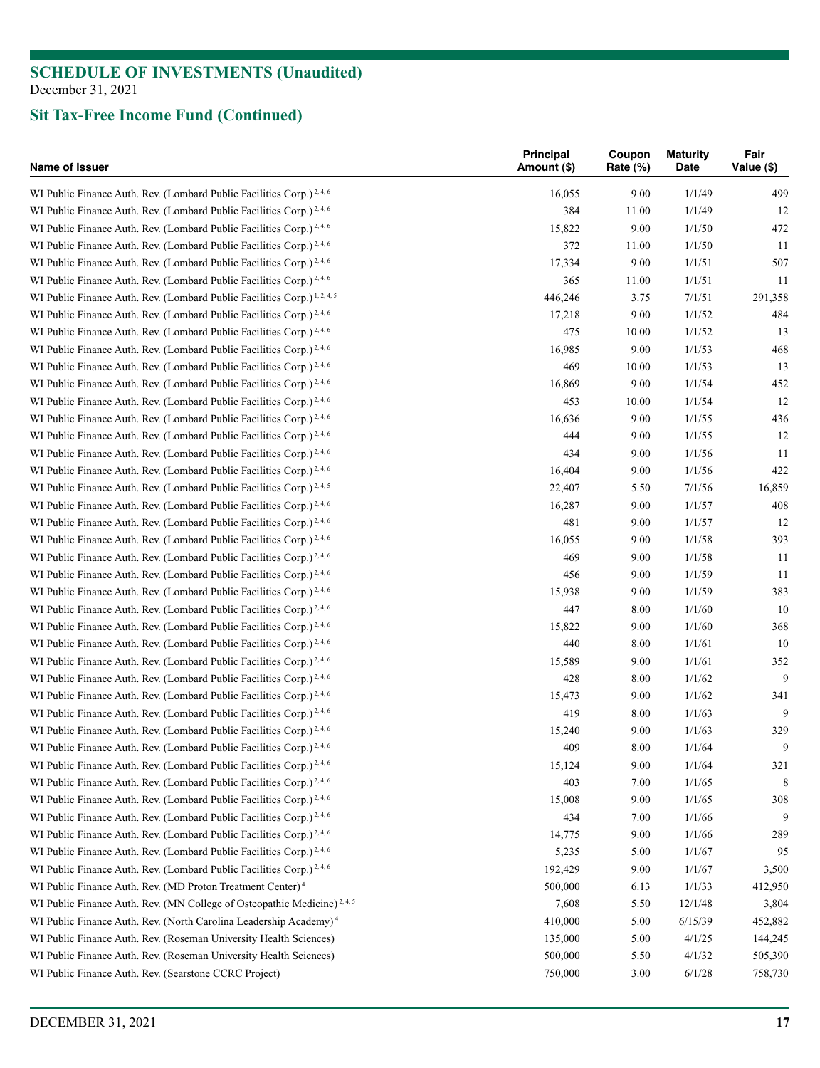## SCHEDULE OF INVESTMENTS (Unaudited)

December 31, 2021

## Sit Tax-Free Income Fund (Continued)

| Name of Issuer | Principal Amount ($) | Coupon Rate (%) | Maturity Date | Fair Value ($) |
|---|---|---|---|---|
| WI Public Finance Auth. Rev. (Lombard Public Facilities Corp.) [2, 4, 6] | 16,055 | 9.00 | 1/1/49 | 499 |
| WI Public Finance Auth. Rev. (Lombard Public Facilities Corp.) [2, 4, 6] | 384 | 11.00 | 1/1/49 | 12 |
| WI Public Finance Auth. Rev. (Lombard Public Facilities Corp.) [2, 4, 6] | 15,822 | 9.00 | 1/1/50 | 472 |
| WI Public Finance Auth. Rev. (Lombard Public Facilities Corp.) [2, 4, 6] | 372 | 11.00 | 1/1/50 | 11 |
| WI Public Finance Auth. Rev. (Lombard Public Facilities Corp.) [2, 4, 6] | 17,334 | 9.00 | 1/1/51 | 507 |
| WI Public Finance Auth. Rev. (Lombard Public Facilities Corp.) [2, 4, 6] | 365 | 11.00 | 1/1/51 | 11 |
| WI Public Finance Auth. Rev. (Lombard Public Facilities Corp.) [1, 2, 4, 5] | 446,246 | 3.75 | 7/1/51 | 291,358 |
| WI Public Finance Auth. Rev. (Lombard Public Facilities Corp.) [2, 4, 6] | 17,218 | 9.00 | 1/1/52 | 484 |
| WI Public Finance Auth. Rev. (Lombard Public Facilities Corp.) [2, 4, 6] | 475 | 10.00 | 1/1/52 | 13 |
| WI Public Finance Auth. Rev. (Lombard Public Facilities Corp.) [2, 4, 6] | 16,985 | 9.00 | 1/1/53 | 468 |
| WI Public Finance Auth. Rev. (Lombard Public Facilities Corp.) [2, 4, 6] | 469 | 10.00 | 1/1/53 | 13 |
| WI Public Finance Auth. Rev. (Lombard Public Facilities Corp.) [2, 4, 6] | 16,869 | 9.00 | 1/1/54 | 452 |
| WI Public Finance Auth. Rev. (Lombard Public Facilities Corp.) [2, 4, 6] | 453 | 10.00 | 1/1/54 | 12 |
| WI Public Finance Auth. Rev. (Lombard Public Facilities Corp.) [2, 4, 6] | 16,636 | 9.00 | 1/1/55 | 436 |
| WI Public Finance Auth. Rev. (Lombard Public Facilities Corp.) [2, 4, 6] | 444 | 9.00 | 1/1/55 | 12 |
| WI Public Finance Auth. Rev. (Lombard Public Facilities Corp.) [2, 4, 6] | 434 | 9.00 | 1/1/56 | 11 |
| WI Public Finance Auth. Rev. (Lombard Public Facilities Corp.) [2, 4, 6] | 16,404 | 9.00 | 1/1/56 | 422 |
| WI Public Finance Auth. Rev. (Lombard Public Facilities Corp.) [2, 4, 5] | 22,407 | 5.50 | 7/1/56 | 16,859 |
| WI Public Finance Auth. Rev. (Lombard Public Facilities Corp.) [2, 4, 6] | 16,287 | 9.00 | 1/1/57 | 408 |
| WI Public Finance Auth. Rev. (Lombard Public Facilities Corp.) [2, 4, 6] | 481 | 9.00 | 1/1/57 | 12 |
| WI Public Finance Auth. Rev. (Lombard Public Facilities Corp.) [2, 4, 6] | 16,055 | 9.00 | 1/1/58 | 393 |
| WI Public Finance Auth. Rev. (Lombard Public Facilities Corp.) [2, 4, 6] | 469 | 9.00 | 1/1/58 | 11 |
| WI Public Finance Auth. Rev. (Lombard Public Facilities Corp.) [2, 4, 6] | 456 | 9.00 | 1/1/59 | 11 |
| WI Public Finance Auth. Rev. (Lombard Public Facilities Corp.) [2, 4, 6] | 15,938 | 9.00 | 1/1/59 | 383 |
| WI Public Finance Auth. Rev. (Lombard Public Facilities Corp.) [2, 4, 6] | 447 | 8.00 | 1/1/60 | 10 |
| WI Public Finance Auth. Rev. (Lombard Public Facilities Corp.) [2, 4, 6] | 15,822 | 9.00 | 1/1/60 | 368 |
| WI Public Finance Auth. Rev. (Lombard Public Facilities Corp.) [2, 4, 6] | 440 | 8.00 | 1/1/61 | 10 |
| WI Public Finance Auth. Rev. (Lombard Public Facilities Corp.) [2, 4, 6] | 15,589 | 9.00 | 1/1/61 | 352 |
| WI Public Finance Auth. Rev. (Lombard Public Facilities Corp.) [2, 4, 6] | 428 | 8.00 | 1/1/62 | 9 |
| WI Public Finance Auth. Rev. (Lombard Public Facilities Corp.) [2, 4, 6] | 15,473 | 9.00 | 1/1/62 | 341 |
| WI Public Finance Auth. Rev. (Lombard Public Facilities Corp.) [2, 4, 6] | 419 | 8.00 | 1/1/63 | 9 |
| WI Public Finance Auth. Rev. (Lombard Public Facilities Corp.) [2, 4, 6] | 15,240 | 9.00 | 1/1/63 | 329 |
| WI Public Finance Auth. Rev. (Lombard Public Facilities Corp.) [2, 4, 6] | 409 | 8.00 | 1/1/64 | 9 |
| WI Public Finance Auth. Rev. (Lombard Public Facilities Corp.) [2, 4, 6] | 15,124 | 9.00 | 1/1/64 | 321 |
| WI Public Finance Auth. Rev. (Lombard Public Facilities Corp.) [2, 4, 6] | 403 | 7.00 | 1/1/65 | 8 |
| WI Public Finance Auth. Rev. (Lombard Public Facilities Corp.) [2, 4, 6] | 15,008 | 9.00 | 1/1/65 | 308 |
| WI Public Finance Auth. Rev. (Lombard Public Facilities Corp.) [2, 4, 6] | 434 | 7.00 | 1/1/66 | 9 |
| WI Public Finance Auth. Rev. (Lombard Public Facilities Corp.) [2, 4, 6] | 14,775 | 9.00 | 1/1/66 | 289 |
| WI Public Finance Auth. Rev. (Lombard Public Facilities Corp.) [2, 4, 6] | 5,235 | 5.00 | 1/1/67 | 95 |
| WI Public Finance Auth. Rev. (Lombard Public Facilities Corp.) [2, 4, 6] | 192,429 | 9.00 | 1/1/67 | 3,500 |
| WI Public Finance Auth. Rev. (MD Proton Treatment Center) [4] | 500,000 | 6.13 | 1/1/33 | 412,950 |
| WI Public Finance Auth. Rev. (MN College of Osteopathic Medicine) [2, 4, 5] | 7,608 | 5.50 | 12/1/48 | 3,804 |
| WI Public Finance Auth. Rev. (North Carolina Leadership Academy) [4] | 410,000 | 5.00 | 6/15/39 | 452,882 |
| WI Public Finance Auth. Rev. (Roseman University Health Sciences) | 135,000 | 5.00 | 4/1/25 | 144,245 |
| WI Public Finance Auth. Rev. (Roseman University Health Sciences) | 500,000 | 5.50 | 4/1/32 | 505,390 |
| WI Public Finance Auth. Rev. (Searstone CCRC Project) | 750,000 | 3.00 | 6/1/28 | 758,730 |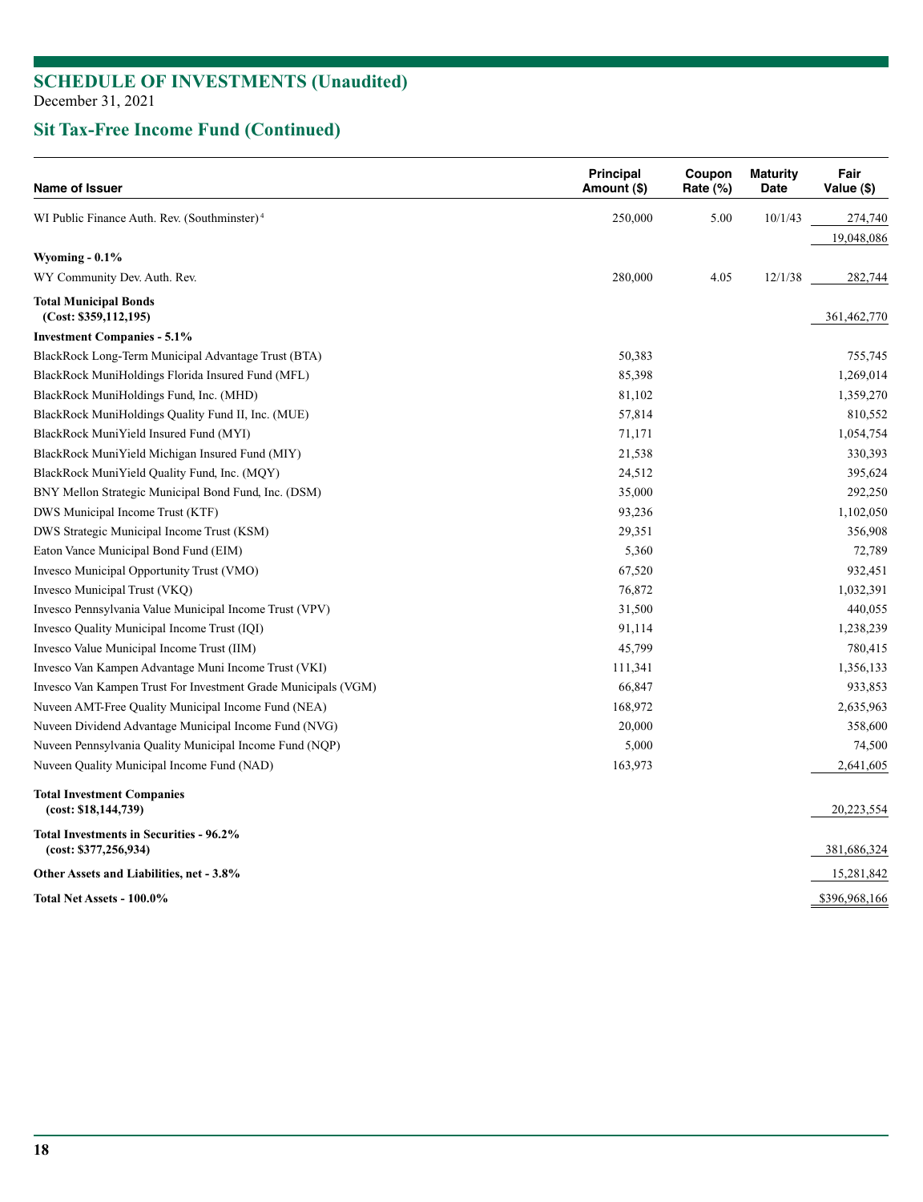## SCHEDULE OF INVESTMENTS (Unaudited)

December 31, 2021

## Sit Tax-Free Income Fund (Continued)

| Name of Issuer | Principal Amount ($) | Coupon Rate (%) | Maturity Date | Fair Value ($) |
|---|---|---|---|---|
| WI Public Finance Auth. Rev. (Southminster)[4] | 250,000 | 5.00 | 10/1/43 | 274,740 |
| | | | | 19,048,086 |
| **Wyoming - 0.1%** | | | | |
| WY Community Dev. Auth. Rev. | 280,000 | 4.05 | 12/1/38 | 282,744 |
| **Total Municipal Bonds (Cost: $359,112,195)** | | | | 361,462,770 |
| **Investment Companies - 5.1%** | | | | |
| BlackRock Long-Term Municipal Advantage Trust (BTA) | 50,383 | | | 755,745 |
| BlackRock MuniHoldings Florida Insured Fund (MFL) | 85,398 | | | 1,269,014 |
| BlackRock MuniHoldings Fund, Inc. (MHD) | 81,102 | | | 1,359,270 |
| BlackRock MuniHoldings Quality Fund II, Inc. (MUE) | 57,814 | | | 810,552 |
| BlackRock MuniYield Insured Fund (MYI) | 71,171 | | | 1,054,754 |
| BlackRock MuniYield Michigan Insured Fund (MIY) | 21,538 | | | 330,393 |
| BlackRock MuniYield Quality Fund, Inc. (MQY) | 24,512 | | | 395,624 |
| BNY Mellon Strategic Municipal Bond Fund, Inc. (DSM) | 35,000 | | | 292,250 |
| DWS Municipal Income Trust (KTF) | 93,236 | | | 1,102,050 |
| DWS Strategic Municipal Income Trust (KSM) | 29,351 | | | 356,908 |
| Eaton Vance Municipal Bond Fund (EIM) | 5,360 | | | 72,789 |
| Invesco Municipal Opportunity Trust (VMO) | 67,520 | | | 932,451 |
| Invesco Municipal Trust (VKQ) | 76,872 | | | 1,032,391 |
| Invesco Pennsylvania Value Municipal Income Trust (VPV) | 31,500 | | | 440,055 |
| Invesco Quality Municipal Income Trust (IQI) | 91,114 | | | 1,238,239 |
| Invesco Value Municipal Income Trust (IIM) | 45,799 | | | 780,415 |
| Invesco Van Kampen Advantage Muni Income Trust (VKI) | 111,341 | | | 1,356,133 |
| Invesco Van Kampen Trust For Investment Grade Municipals (VGM) | 66,847 | | | 933,853 |
| Nuveen AMT-Free Quality Municipal Income Fund (NEA) | 168,972 | | | 2,635,963 |
| Nuveen Dividend Advantage Municipal Income Fund (NVG) | 20,000 | | | 358,600 |
| Nuveen Pennsylvania Quality Municipal Income Fund (NQP) | 5,000 | | | 74,500 |
| Nuveen Quality Municipal Income Fund (NAD) | 163,973 | | | 2,641,605 |
| **Total Investment Companies (cost: $18,144,739)** | | | | 20,223,554 |
| **Total Investments in Securities - 96.2% (cost: $377,256,934)** | | | | 381,686,324 |
| **Other Assets and Liabilities, net - 3.8%** | | | | 15,281,842 |
| **Total Net Assets - 100.0%** | | | | $396,968,166 |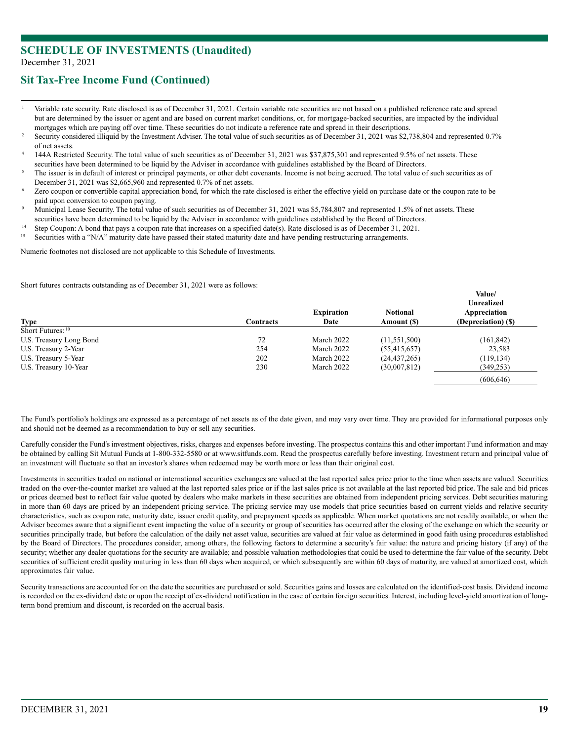# SCHEDULE OF INVESTMENTS (Unaudited)

December 31, 2021

## Sit Tax-Free Income Fund (Continued)

[1] Variable rate security. Rate disclosed is as of December 31, 2021. Certain variable rate securities are not based on a published reference rate and spread but are determined by the issuer or agent and are based on current market conditions, or, for mortgage-backed securities, are impacted by the individual mortgages which are paying off over time. These securities do not indicate a reference rate and spread in their descriptions.

[2] Security considered illiquid by the Investment Adviser. The total value of such securities as of December 31, 2021 was $2,738,804 and represented 0.7% of net assets.

[4] 144A Restricted Security. The total value of such securities as of December 31, 2021 was $37,875,301 and represented 9.5% of net assets. These securities have been determined to be liquid by the Adviser in accordance with guidelines established by the Board of Directors.

[5] The issuer is in default of interest or principal payments, or other debt covenants. Income is not being accrued. The total value of such securities as of December 31, 2021 was $2,665,960 and represented 0.7% of net assets.

[6] Zero coupon or convertible capital appreciation bond, for which the rate disclosed is either the effective yield on purchase date or the coupon rate to be paid upon conversion to coupon paying.

[9] Municipal Lease Security. The total value of such securities as of December 31, 2021 was $5,784,807 and represented 1.5% of net assets. These securities have been determined to be liquid by the Adviser in accordance with guidelines established by the Board of Directors.

[14] Step Coupon: A bond that pays a coupon rate that increases on a specified date(s). Rate disclosed is as of December 31, 2021.

[15] Securities with a "N/A" maturity date have passed their stated maturity date and have pending restructuring arrangements.

Numeric footnotes not disclosed are not applicable to this Schedule of Investments.

Short futures contracts outstanding as of December 31, 2021 were as follows:

| Type | Contracts | Expiration Date | Notional Amount ($) | Value/ Unrealized Appreciation (Depreciation) ($) |
|---|---|---|---|---|
| Short Futures: [10] | | | | |
| U.S. Treasury Long Bond | 72 | March 2022 | (11,551,500) | (161,842) |
| U.S. Treasury 2-Year | 254 | March 2022 | (55,415,657) | 23,583 |
| U.S. Treasury 5-Year | 202 | March 2022 | (24,437,265) | (119,134) |
| U.S. Treasury 10-Year | 230 | March 2022 | (30,007,812) | (349,253) |
| | | | | (606,646) |

The Fund's portfolio's holdings are expressed as a percentage of net assets as of the date given, and may vary over time. They are provided for informational purposes only and should not be deemed as a recommendation to buy or sell any securities.

Carefully consider the Fund's investment objectives, risks, charges and expenses before investing. The prospectus contains this and other important Fund information and may be obtained by calling Sit Mutual Funds at 1-800-332-5580 or at www.sitfunds.com. Read the prospectus carefully before investing. Investment return and principal value of an investment will fluctuate so that an investor's shares when redeemed may be worth more or less than their original cost.

Investments in securities traded on national or international securities exchanges are valued at the last reported sales price prior to the time when assets are valued. Securities traded on the over-the-counter market are valued at the last reported sales price or if the last sales price is not available at the last reported bid price. The sale and bid prices or prices deemed best to reflect fair value quoted by dealers who make markets in these securities are obtained from independent pricing services. Debt securities maturing in more than 60 days are priced by an independent pricing service. The pricing service may use models that price securities based on current yields and relative security characteristics, such as coupon rate, maturity date, issuer credit quality, and prepayment speeds as applicable. When market quotations are not readily available, or when the Adviser becomes aware that a significant event impacting the value of a security or group of securities has occurred after the closing of the exchange on which the security or securities principally trade, but before the calculation of the daily net asset value, securities are valued at fair value as determined in good faith using procedures established by the Board of Directors. The procedures consider, among others, the following factors to determine a security's fair value: the nature and pricing history (if any) of the security; whether any dealer quotations for the security are available; and possible valuation methodologies that could be used to determine the fair value of the security. Debt securities of sufficient credit quality maturing in less than 60 days when acquired, or which subsequently are within 60 days of maturity, are valued at amortized cost, which approximates fair value.

Security transactions are accounted for on the date the securities are purchased or sold. Securities gains and losses are calculated on the identified-cost basis. Dividend income is recorded on the ex-dividend date or upon the receipt of ex-dividend notification in the case of certain foreign securities. Interest, including level-yield amortization of long-term bond premium and discount, is recorded on the accrual basis.